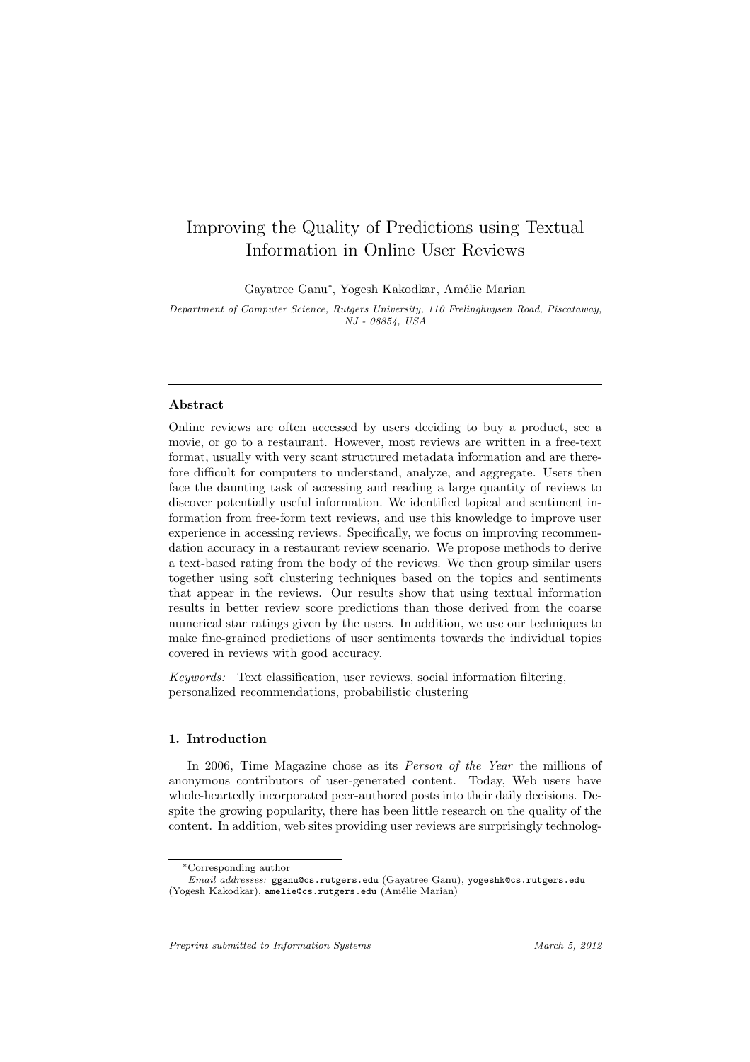# Improving the Quality of Predictions using Textual Information in Online User Reviews

Gayatree Ganu*, Yogesh Kakodkar, Amélie Marian

*Department of Computer Science, Rutgers University, 110 Frelinghuysen Road, Piscataway, NJ - 08854, USA*

---

## Abstract

Online reviews are often accessed by users deciding to buy a product, see a movie, or go to a restaurant. However, most reviews are written in a free-text format, usually with very scant structured metadata information and are therefore difficult for computers to understand, analyze, and aggregate. Users then face the daunting task of accessing and reading a large quantity of reviews to discover potentially useful information. We identified topical and sentiment information from free-form text reviews, and use this knowledge to improve user experience in accessing reviews. Specifically, we focus on improving recommendation accuracy in a restaurant review scenario. We propose methods to derive a text-based rating from the body of the reviews. We then group similar users together using soft clustering techniques based on the topics and sentiments that appear in the reviews. Our results show that using textual information results in better review score predictions than those derived from the coarse numerical star ratings given by the users. In addition, we use our techniques to make fine-grained predictions of user sentiments towards the individual topics covered in reviews with good accuracy.

*Keywords:* Text classification, user reviews, social information filtering, personalized recommendations, probabilistic clustering

---

## 1. Introduction

In 2006, Time Magazine chose as its *Person of the Year* the millions of anonymous contributors of user-generated content. Today, Web users have whole-heartedly incorporated peer-authored posts into their daily decisions. Despite the growing popularity, there has been little research on the quality of the content. In addition, web sites providing user reviews are surprisingly technolog-

---

*Corresponding author

*Email addresses:* gganu@cs.rutgers.edu (Gayatree Ganu), yogeshk@cs.rutgers.edu (Yogesh Kakodkar), amelie@cs.rutgers.edu (Amélie Marian)

*Preprint submitted to Information Systems* *March 5, 2012*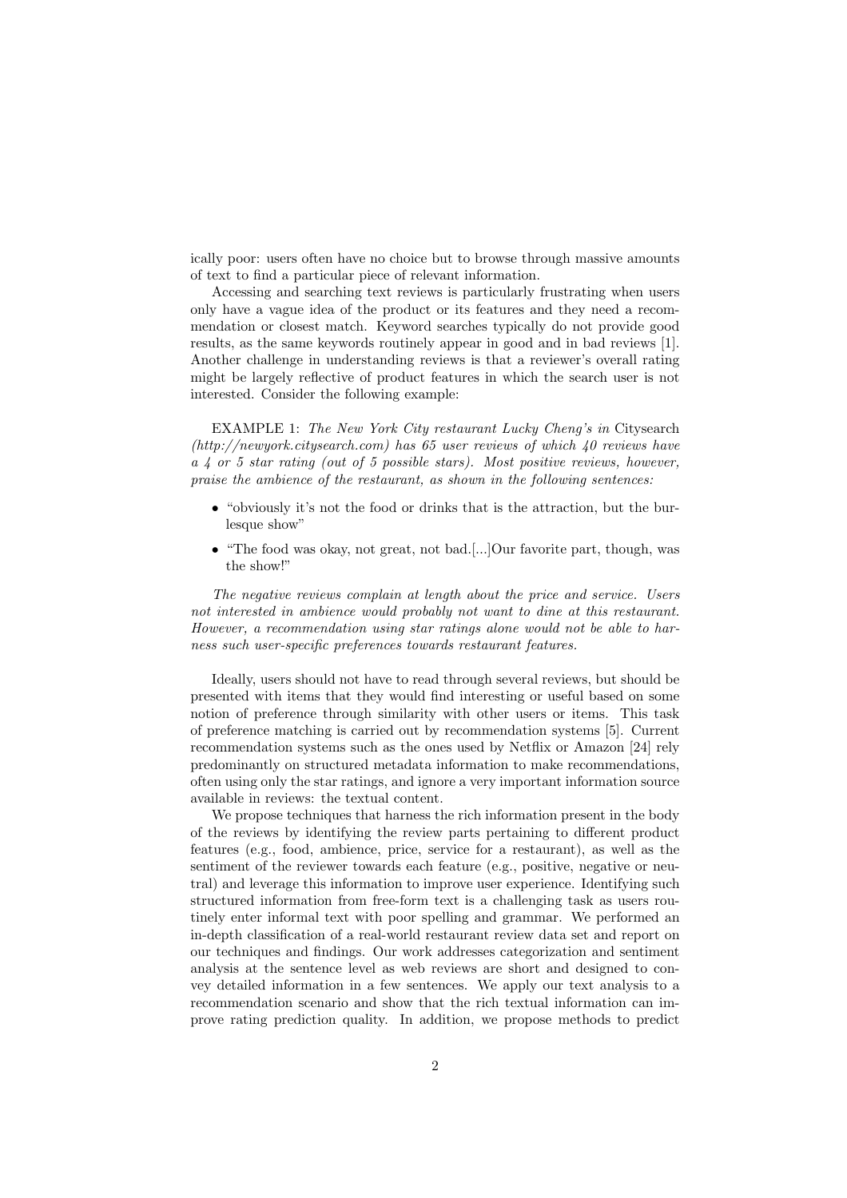ically poor: users often have no choice but to browse through massive amounts of text to find a particular piece of relevant information.

Accessing and searching text reviews is particularly frustrating when users only have a vague idea of the product or its features and they need a recommendation or closest match. Keyword searches typically do not provide good results, as the same keywords routinely appear in good and in bad reviews [1]. Another challenge in understanding reviews is that a reviewer's overall rating might be largely reflective of product features in which the search user is not interested. Consider the following example:

EXAMPLE 1: *The New York City restaurant Lucky Cheng's in* Citysearch *(http://newyork.citysearch.com) has 65 user reviews of which 40 reviews have a 4 or 5 star rating (out of 5 possible stars). Most positive reviews, however, praise the ambience of the restaurant, as shown in the following sentences:*

- "obviously it's not the food or drinks that is the attraction, but the burlesque show"
- "The food was okay, not great, not bad.[...]Our favorite part, though, was the show!"

*The negative reviews complain at length about the price and service. Users not interested in ambience would probably not want to dine at this restaurant. However, a recommendation using star ratings alone would not be able to harness such user-specific preferences towards restaurant features.*

Ideally, users should not have to read through several reviews, but should be presented with items that they would find interesting or useful based on some notion of preference through similarity with other users or items. This task of preference matching is carried out by recommendation systems [5]. Current recommendation systems such as the ones used by Netflix or Amazon [24] rely predominantly on structured metadata information to make recommendations, often using only the star ratings, and ignore a very important information source available in reviews: the textual content.

We propose techniques that harness the rich information present in the body of the reviews by identifying the review parts pertaining to different product features (e.g., food, ambience, price, service for a restaurant), as well as the sentiment of the reviewer towards each feature (e.g., positive, negative or neutral) and leverage this information to improve user experience. Identifying such structured information from free-form text is a challenging task as users routinely enter informal text with poor spelling and grammar. We performed an in-depth classification of a real-world restaurant review data set and report on our techniques and findings. Our work addresses categorization and sentiment analysis at the sentence level as web reviews are short and designed to convey detailed information in a few sentences. We apply our text analysis to a recommendation scenario and show that the rich textual information can improve rating prediction quality. In addition, we propose methods to predict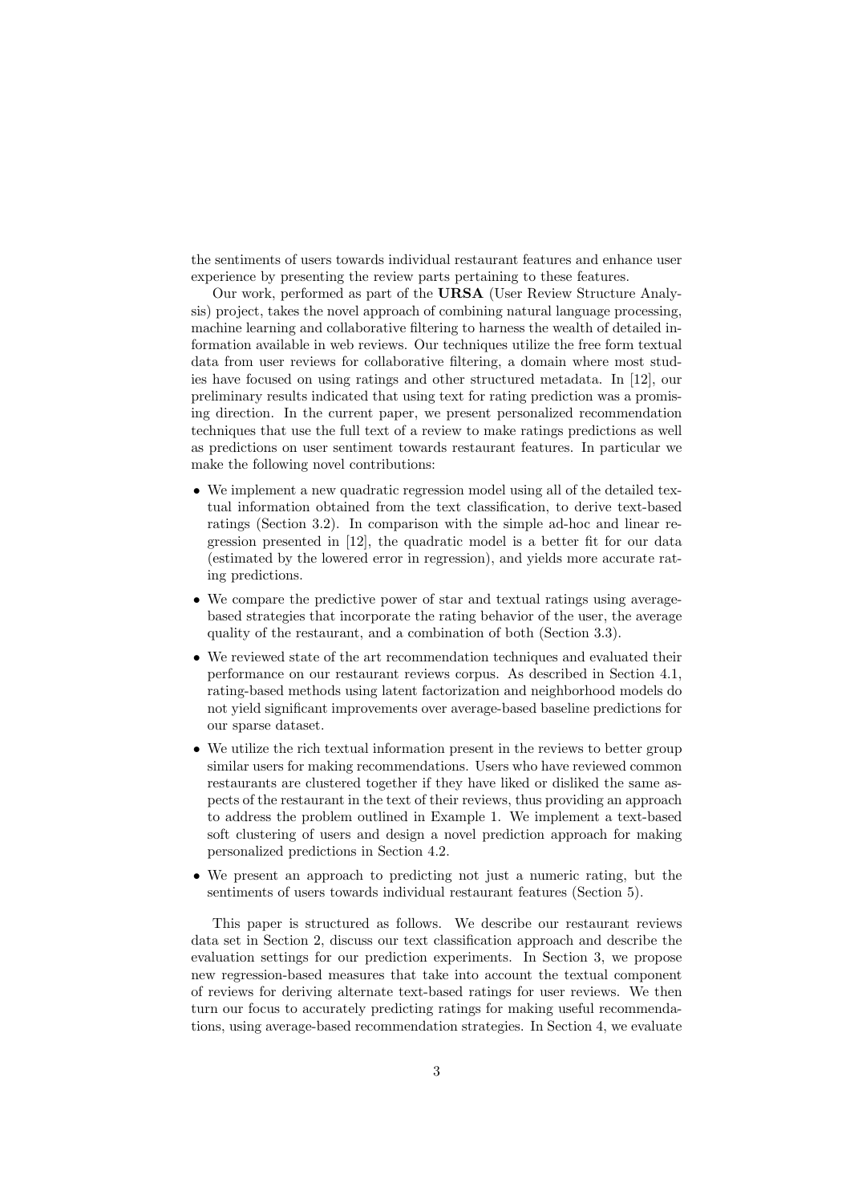the sentiments of users towards individual restaurant features and enhance user experience by presenting the review parts pertaining to these features.

Our work, performed as part of the **URSA** (User Review Structure Analysis) project, takes the novel approach of combining natural language processing, machine learning and collaborative filtering to harness the wealth of detailed information available in web reviews. Our techniques utilize the free form textual data from user reviews for collaborative filtering, a domain where most studies have focused on using ratings and other structured metadata. In [12], our preliminary results indicated that using text for rating prediction was a promising direction. In the current paper, we present personalized recommendation techniques that use the full text of a review to make ratings predictions as well as predictions on user sentiment towards restaurant features. In particular we make the following novel contributions:

- We implement a new quadratic regression model using all of the detailed textual information obtained from the text classification, to derive text-based ratings (Section 3.2). In comparison with the simple ad-hoc and linear regression presented in [12], the quadratic model is a better fit for our data (estimated by the lowered error in regression), and yields more accurate rating predictions.
- We compare the predictive power of star and textual ratings using average-based strategies that incorporate the rating behavior of the user, the average quality of the restaurant, and a combination of both (Section 3.3).
- We reviewed state of the art recommendation techniques and evaluated their performance on our restaurant reviews corpus. As described in Section 4.1, rating-based methods using latent factorization and neighborhood models do not yield significant improvements over average-based baseline predictions for our sparse dataset.
- We utilize the rich textual information present in the reviews to better group similar users for making recommendations. Users who have reviewed common restaurants are clustered together if they have liked or disliked the same aspects of the restaurant in the text of their reviews, thus providing an approach to address the problem outlined in Example 1. We implement a text-based soft clustering of users and design a novel prediction approach for making personalized predictions in Section 4.2.
- We present an approach to predicting not just a numeric rating, but the sentiments of users towards individual restaurant features (Section 5).

This paper is structured as follows. We describe our restaurant reviews data set in Section 2, discuss our text classification approach and describe the evaluation settings for our prediction experiments. In Section 3, we propose new regression-based measures that take into account the textual component of reviews for deriving alternate text-based ratings for user reviews. We then turn our focus to accurately predicting ratings for making useful recommendations, using average-based recommendation strategies. In Section 4, we evaluate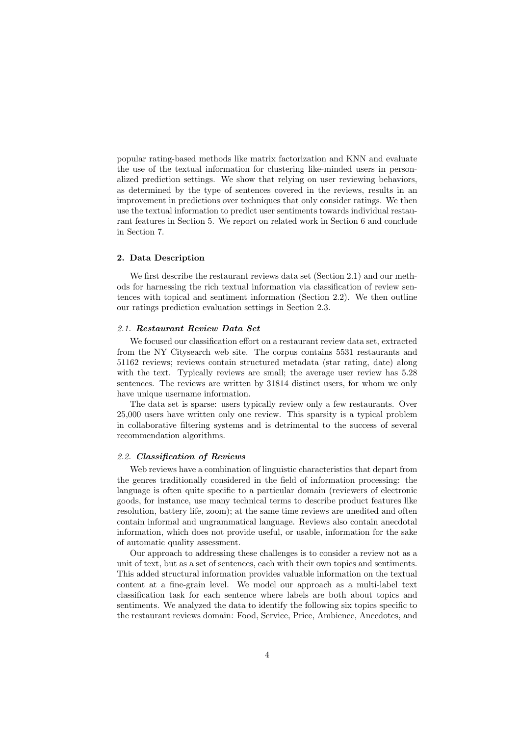popular rating-based methods like matrix factorization and KNN and evaluate the use of the textual information for clustering like-minded users in personalized prediction settings. We show that relying on user reviewing behaviors, as determined by the type of sentences covered in the reviews, results in an improvement in predictions over techniques that only consider ratings. We then use the textual information to predict user sentiments towards individual restaurant features in Section 5. We report on related work in Section 6 and conclude in Section 7.

## 2. Data Description

We first describe the restaurant reviews data set (Section 2.1) and our methods for harnessing the rich textual information via classification of review sentences with topical and sentiment information (Section 2.2). We then outline our ratings prediction evaluation settings in Section 2.3.

### *2.1. **Restaurant Review Data Set***

We focused our classification effort on a restaurant review data set, extracted from the NY Citysearch web site. The corpus contains 5531 restaurants and 51162 reviews; reviews contain structured metadata (star rating, date) along with the text. Typically reviews are small; the average user review has 5.28 sentences. The reviews are written by 31814 distinct users, for whom we only have unique username information.

The data set is sparse: users typically review only a few restaurants. Over 25,000 users have written only one review. This sparsity is a typical problem in collaborative filtering systems and is detrimental to the success of several recommendation algorithms.

### *2.2. **Classification of Reviews***

Web reviews have a combination of linguistic characteristics that depart from the genres traditionally considered in the field of information processing: the language is often quite specific to a particular domain (reviewers of electronic goods, for instance, use many technical terms to describe product features like resolution, battery life, zoom); at the same time reviews are unedited and often contain informal and ungrammatical language. Reviews also contain anecdotal information, which does not provide useful, or usable, information for the sake of automatic quality assessment.

Our approach to addressing these challenges is to consider a review not as a unit of text, but as a set of sentences, each with their own topics and sentiments. This added structural information provides valuable information on the textual content at a fine-grain level. We model our approach as a multi-label text classification task for each sentence where labels are both about topics and sentiments. We analyzed the data to identify the following six topics specific to the restaurant reviews domain: Food, Service, Price, Ambience, Anecdotes, and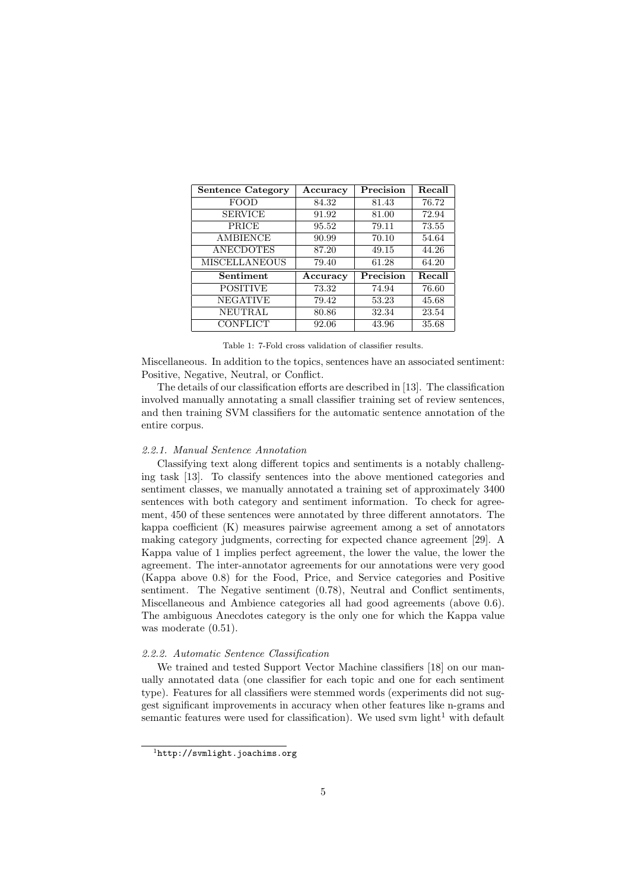| **Sentence Category** | **Accuracy** | **Precision** | **Recall** |
|---|---|---|---|
| FOOD | 84.32 | 81.43 | 76.72 |
| SERVICE | 91.92 | 81.00 | 72.94 |
| PRICE | 95.52 | 79.11 | 73.55 |
| AMBIENCE | 90.99 | 70.10 | 54.64 |
| ANECDOTES | 87.20 | 49.15 | 44.26 |
| MISCELLANEOUS | 79.40 | 61.28 | 64.20 |
| **Sentiment** | **Accuracy** | **Precision** | **Recall** |
| POSITIVE | 73.32 | 74.94 | 76.60 |
| NEGATIVE | 79.42 | 53.23 | 45.68 |
| NEUTRAL | 80.86 | 32.34 | 23.54 |
| CONFLICT | 92.06 | 43.96 | 35.68 |

Table 1: 7-Fold cross validation of classifier results.

Miscellaneous. In addition to the topics, sentences have an associated sentiment: Positive, Negative, Neutral, or Conflict.

The details of our classification efforts are described in [13]. The classification involved manually annotating a small classifier training set of review sentences, and then training SVM classifiers for the automatic sentence annotation of the entire corpus.

#### *2.2.1. Manual Sentence Annotation*

Classifying text along different topics and sentiments is a notably challenging task [13]. To classify sentences into the above mentioned categories and sentiment classes, we manually annotated a training set of approximately 3400 sentences with both category and sentiment information. To check for agreement, 450 of these sentences were annotated by three different annotators. The kappa coefficient (K) measures pairwise agreement among a set of annotators making category judgments, correcting for expected chance agreement [29]. A Kappa value of 1 implies perfect agreement, the lower the value, the lower the agreement. The inter-annotator agreements for our annotations were very good (Kappa above 0.8) for the Food, Price, and Service categories and Positive sentiment. The Negative sentiment (0.78), Neutral and Conflict sentiments, Miscellaneous and Ambience categories all had good agreements (above 0.6). The ambiguous Anecdotes category is the only one for which the Kappa value was moderate (0.51).

#### *2.2.2. Automatic Sentence Classification*

We trained and tested Support Vector Machine classifiers [18] on our manually annotated data (one classifier for each topic and one for each sentiment type). Features for all classifiers were stemmed words (experiments did not suggest significant improvements in accuracy when other features like n-grams and semantic features were used for classification). We used svm light[1] with default

[1] http://svmlight.joachims.org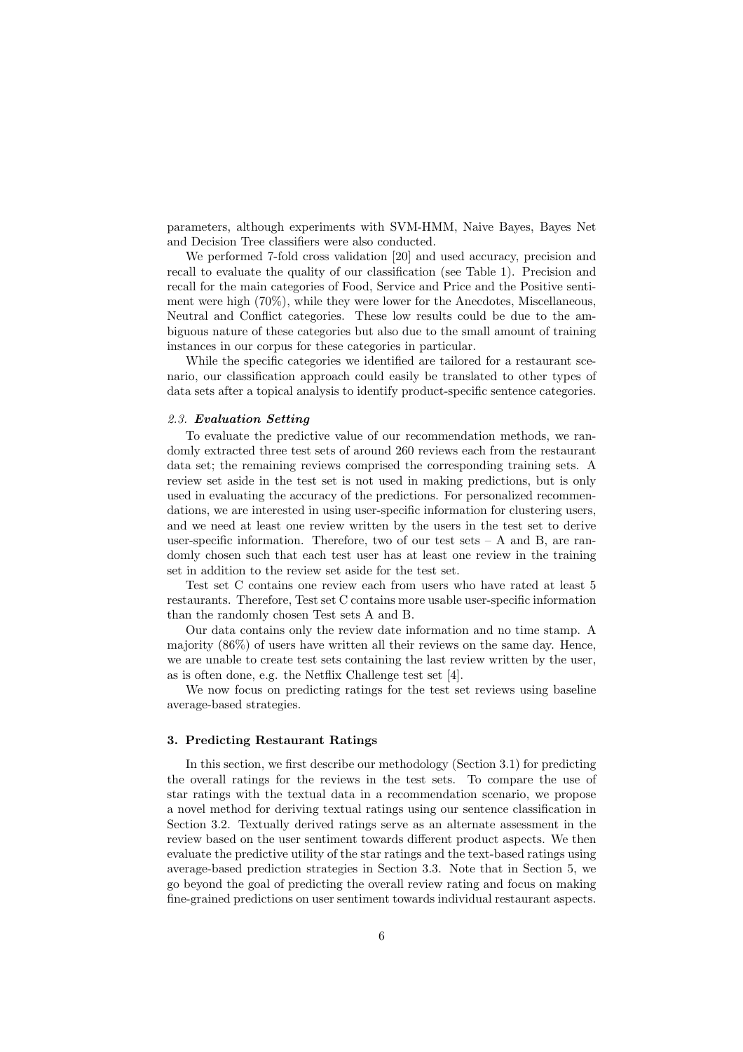parameters, although experiments with SVM-HMM, Naive Bayes, Bayes Net and Decision Tree classifiers were also conducted.

We performed 7-fold cross validation [20] and used accuracy, precision and recall to evaluate the quality of our classification (see Table 1). Precision and recall for the main categories of Food, Service and Price and the Positive sentiment were high (70%), while they were lower for the Anecdotes, Miscellaneous, Neutral and Conflict categories. These low results could be due to the ambiguous nature of these categories but also due to the small amount of training instances in our corpus for these categories in particular.

While the specific categories we identified are tailored for a restaurant scenario, our classification approach could easily be translated to other types of data sets after a topical analysis to identify product-specific sentence categories.

### *2.3.* ***Evaluation Setting***

To evaluate the predictive value of our recommendation methods, we randomly extracted three test sets of around 260 reviews each from the restaurant data set; the remaining reviews comprised the corresponding training sets. A review set aside in the test set is not used in making predictions, but is only used in evaluating the accuracy of the predictions. For personalized recommendations, we are interested in using user-specific information for clustering users, and we need at least one review written by the users in the test set to derive user-specific information. Therefore, two of our test sets – A and B, are randomly chosen such that each test user has at least one review in the training set in addition to the review set aside for the test set.

Test set C contains one review each from users who have rated at least 5 restaurants. Therefore, Test set C contains more usable user-specific information than the randomly chosen Test sets A and B.

Our data contains only the review date information and no time stamp. A majority (86%) of users have written all their reviews on the same day. Hence, we are unable to create test sets containing the last review written by the user, as is often done, e.g. the Netflix Challenge test set [4].

We now focus on predicting ratings for the test set reviews using baseline average-based strategies.

## 3. Predicting Restaurant Ratings

In this section, we first describe our methodology (Section 3.1) for predicting the overall ratings for the reviews in the test sets. To compare the use of star ratings with the textual data in a recommendation scenario, we propose a novel method for deriving textual ratings using our sentence classification in Section 3.2. Textually derived ratings serve as an alternate assessment in the review based on the user sentiment towards different product aspects. We then evaluate the predictive utility of the star ratings and the text-based ratings using average-based prediction strategies in Section 3.3. Note that in Section 5, we go beyond the goal of predicting the overall review rating and focus on making fine-grained predictions on user sentiment towards individual restaurant aspects.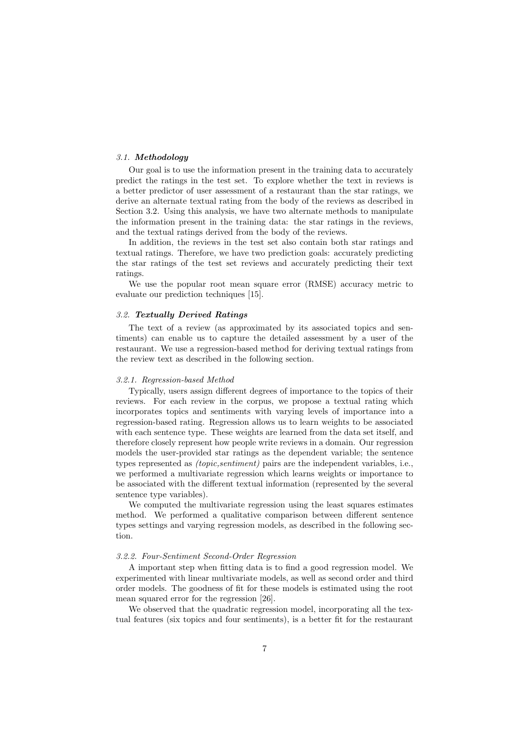### 3.1. ***Methodology***

Our goal is to use the information present in the training data to accurately predict the ratings in the test set. To explore whether the text in reviews is a better predictor of user assessment of a restaurant than the star ratings, we derive an alternate textual rating from the body of the reviews as described in Section 3.2. Using this analysis, we have two alternate methods to manipulate the information present in the training data: the star ratings in the reviews, and the textual ratings derived from the body of the reviews.

In addition, the reviews in the test set also contain both star ratings and textual ratings. Therefore, we have two prediction goals: accurately predicting the star ratings of the test set reviews and accurately predicting their text ratings.

We use the popular root mean square error (RMSE) accuracy metric to evaluate our prediction techniques [15].

### 3.2. ***Textually Derived Ratings***

The text of a review (as approximated by its associated topics and sentiments) can enable us to capture the detailed assessment by a user of the restaurant. We use a regression-based method for deriving textual ratings from the review text as described in the following section.

#### *3.2.1. Regression-based Method*

Typically, users assign different degrees of importance to the topics of their reviews. For each review in the corpus, we propose a textual rating which incorporates topics and sentiments with varying levels of importance into a regression-based rating. Regression allows us to learn weights to be associated with each sentence type. These weights are learned from the data set itself, and therefore closely represent how people write reviews in a domain. Our regression models the user-provided star ratings as the dependent variable; the sentence types represented as *(topic,sentiment)* pairs are the independent variables, i.e., we performed a multivariate regression which learns weights or importance to be associated with the different textual information (represented by the several sentence type variables).

We computed the multivariate regression using the least squares estimates method. We performed a qualitative comparison between different sentence types settings and varying regression models, as described in the following section.

#### *3.2.2. Four-Sentiment Second-Order Regression*

A important step when fitting data is to find a good regression model. We experimented with linear multivariate models, as well as second order and third order models. The goodness of fit for these models is estimated using the root mean squared error for the regression [26].

We observed that the quadratic regression model, incorporating all the textual features (six topics and four sentiments), is a better fit for the restaurant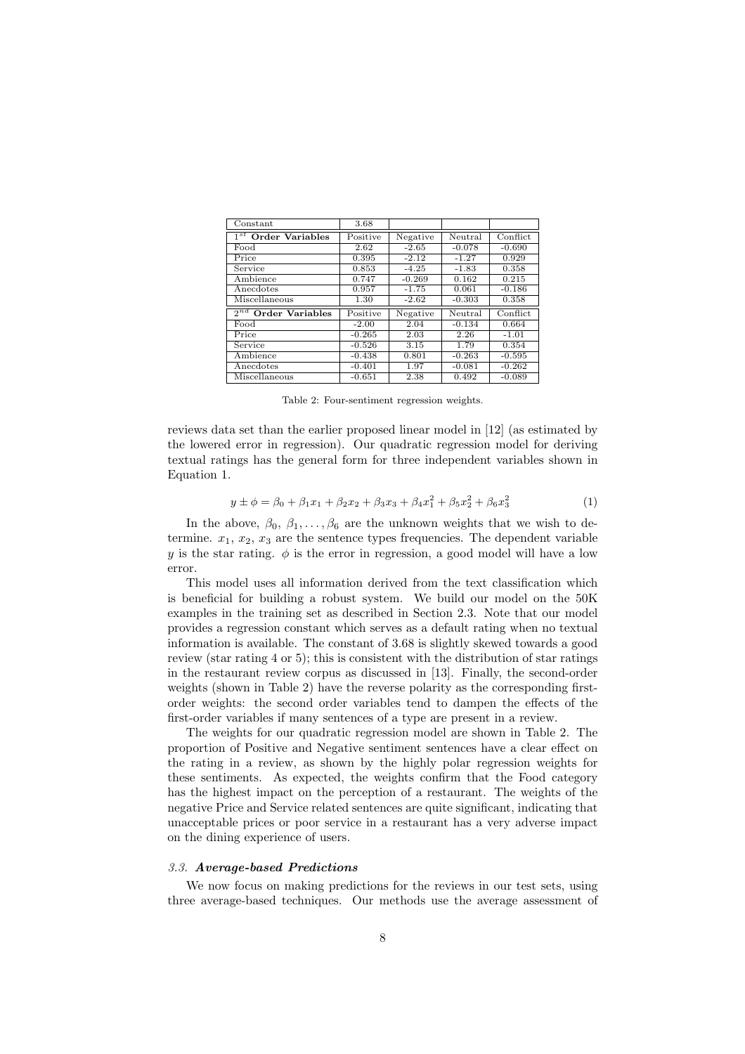| Constant | 3.68 | | | |
|---|---|---|---|---|
| $1^{st}$ **Order Variables** | Positive | Negative | Neutral | Conflict |
| Food | 2.62 | -2.65 | -0.078 | -0.690 |
| Price | 0.395 | -2.12 | -1.27 | 0.929 |
| Service | 0.853 | -4.25 | -1.83 | 0.358 |
| Ambience | 0.747 | -0.269 | 0.162 | 0.215 |
| Anecdotes | 0.957 | -1.75 | 0.061 | -0.186 |
| Miscellaneous | 1.30 | -2.62 | -0.303 | 0.358 |
| $2^{nd}$ **Order Variables** | Positive | Negative | Neutral | Conflict |
| Food | -2.00 | 2.04 | -0.134 | 0.664 |
| Price | -0.265 | 2.03 | 2.26 | -1.01 |
| Service | -0.526 | 3.15 | 1.79 | 0.354 |
| Ambience | -0.438 | 0.801 | -0.263 | -0.595 |
| Anecdotes | -0.401 | 1.97 | -0.081 | -0.262 |
| Miscellaneous | -0.651 | 2.38 | 0.492 | -0.089 |

Table 2: Four-sentiment regression weights.

reviews data set than the earlier proposed linear model in [12] (as estimated by the lowered error in regression). Our quadratic regression model for deriving textual ratings has the general form for three independent variables shown in Equation 1.

$$y \pm \phi = \beta_0 + \beta_1 x_1 + \beta_2 x_2 + \beta_3 x_3 + \beta_4 x_1^2 + \beta_5 x_2^2 + \beta_6 x_3^2 \tag{1}$$

In the above, $\beta_0$, $\beta_1, \ldots, \beta_6$ are the unknown weights that we wish to determine. $x_1$, $x_2$, $x_3$ are the sentence types frequencies. The dependent variable $y$ is the star rating. $\phi$ is the error in regression, a good model will have a low error.

This model uses all information derived from the text classification which is beneficial for building a robust system. We build our model on the 50K examples in the training set as described in Section 2.3. Note that our model provides a regression constant which serves as a default rating when no textual information is available. The constant of 3.68 is slightly skewed towards a good review (star rating 4 or 5); this is consistent with the distribution of star ratings in the restaurant review corpus as discussed in [13]. Finally, the second-order weights (shown in Table 2) have the reverse polarity as the corresponding first-order weights: the second order variables tend to dampen the effects of the first-order variables if many sentences of a type are present in a review.

The weights for our quadratic regression model are shown in Table 2. The proportion of Positive and Negative sentiment sentences have a clear effect on the rating in a review, as shown by the highly polar regression weights for these sentiments. As expected, the weights confirm that the Food category has the highest impact on the perception of a restaurant. The weights of the negative Price and Service related sentences are quite significant, indicating that unacceptable prices or poor service in a restaurant has a very adverse impact on the dining experience of users.

### *3.3. Average-based Predictions*

We now focus on making predictions for the reviews in our test sets, using three average-based techniques. Our methods use the average assessment of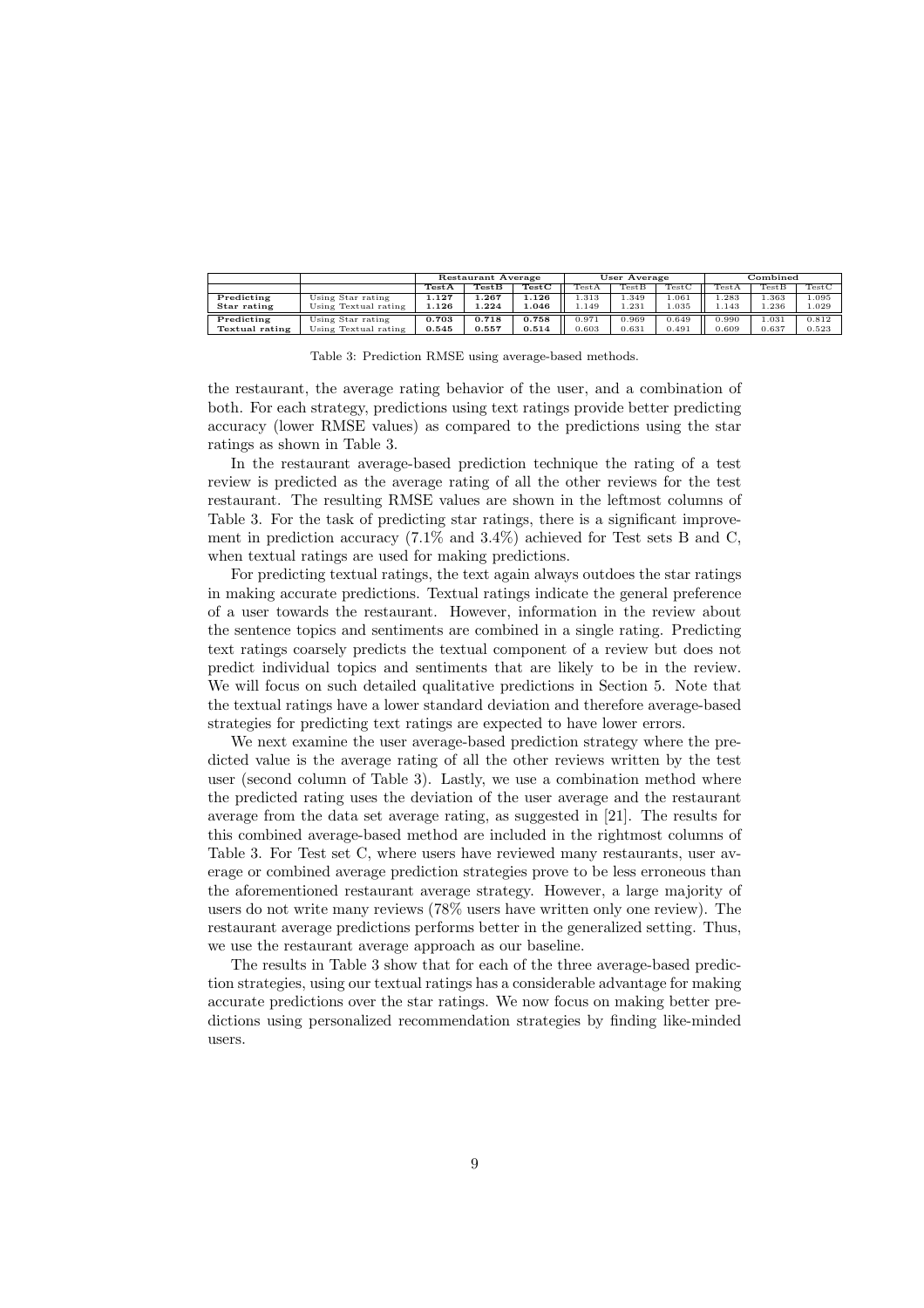| | | Restaurant Average | | | User Average | | | Combined | | |
|---|---|---|---|---|---|---|---|---|---|---|
| | | **TestA** | **TestB** | **TestC** | TestA | TestB | TestC | TestA | TestB | TestC |
| **Predicting Star rating** | Using Star rating | **1.127** | **1.267** | **1.126** | 1.313 | 1.349 | 1.061 | 1.283 | 1.363 | 1.095 |
| | Using Textual rating | **1.126** | **1.224** | **1.046** | 1.149 | 1.231 | 1.035 | 1.143 | 1.236 | 1.029 |
| **Predicting Textual rating** | Using Star rating | **0.703** | **0.718** | **0.758** | 0.971 | 0.969 | 0.649 | 0.990 | 1.031 | 0.812 |
| | Using Textual rating | **0.545** | **0.557** | **0.514** | 0.603 | 0.631 | 0.491 | 0.609 | 0.637 | 0.523 |

Table 3: Prediction RMSE using average-based methods.

the restaurant, the average rating behavior of the user, and a combination of both. For each strategy, predictions using text ratings provide better predicting accuracy (lower RMSE values) as compared to the predictions using the star ratings as shown in Table 3.

In the restaurant average-based prediction technique the rating of a test review is predicted as the average rating of all the other reviews for the test restaurant. The resulting RMSE values are shown in the leftmost columns of Table 3. For the task of predicting star ratings, there is a significant improvement in prediction accuracy (7.1% and 3.4%) achieved for Test sets B and C, when textual ratings are used for making predictions.

For predicting textual ratings, the text again always outdoes the star ratings in making accurate predictions. Textual ratings indicate the general preference of a user towards the restaurant. However, information in the review about the sentence topics and sentiments are combined in a single rating. Predicting text ratings coarsely predicts the textual component of a review but does not predict individual topics and sentiments that are likely to be in the review. We will focus on such detailed qualitative predictions in Section 5. Note that the textual ratings have a lower standard deviation and therefore average-based strategies for predicting text ratings are expected to have lower errors.

We next examine the user average-based prediction strategy where the predicted value is the average rating of all the other reviews written by the test user (second column of Table 3). Lastly, we use a combination method where the predicted rating uses the deviation of the user average and the restaurant average from the data set average rating, as suggested in [21]. The results for this combined average-based method are included in the rightmost columns of Table 3. For Test set C, where users have reviewed many restaurants, user average or combined average prediction strategies prove to be less erroneous than the aforementioned restaurant average strategy. However, a large majority of users do not write many reviews (78% users have written only one review). The restaurant average predictions performs better in the generalized setting. Thus, we use the restaurant average approach as our baseline.

The results in Table 3 show that for each of the three average-based prediction strategies, using our textual ratings has a considerable advantage for making accurate predictions over the star ratings. We now focus on making better predictions using personalized recommendation strategies by finding like-minded users.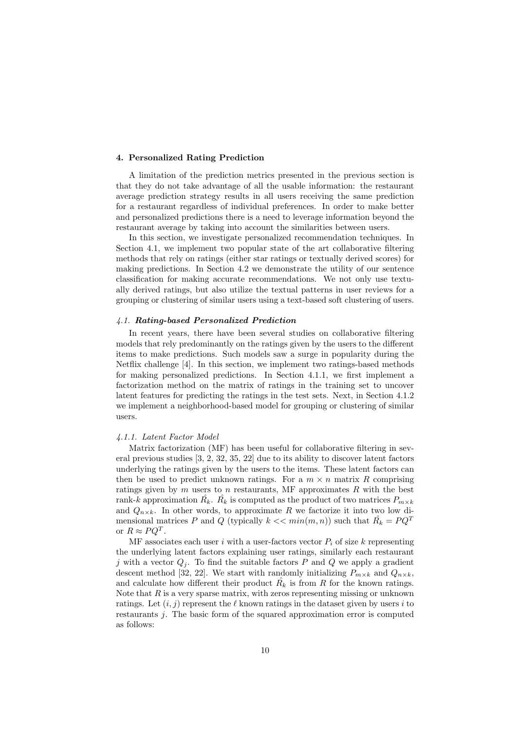## 4. Personalized Rating Prediction

A limitation of the prediction metrics presented in the previous section is that they do not take advantage of all the usable information: the restaurant average prediction strategy results in all users receiving the same prediction for a restaurant regardless of individual preferences. In order to make better and personalized predictions there is a need to leverage information beyond the restaurant average by taking into account the similarities between users.

In this section, we investigate personalized recommendation techniques. In Section 4.1, we implement two popular state of the art collaborative filtering methods that rely on ratings (either star ratings or textually derived scores) for making predictions. In Section 4.2 we demonstrate the utility of our sentence classification for making accurate recommendations. We not only use textually derived ratings, but also utilize the textual patterns in user reviews for a grouping or clustering of similar users using a text-based soft clustering of users.

### *4.1. **Rating-based Personalized Prediction***

In recent years, there have been several studies on collaborative filtering models that rely predominantly on the ratings given by the users to the different items to make predictions. Such models saw a surge in popularity during the Netflix challenge [4]. In this section, we implement two ratings-based methods for making personalized predictions. In Section 4.1.1, we first implement a factorization method on the matrix of ratings in the training set to uncover latent features for predicting the ratings in the test sets. Next, in Section 4.1.2 we implement a neighborhood-based model for grouping or clustering of similar users.

#### *4.1.1. Latent Factor Model*

Matrix factorization (MF) has been useful for collaborative filtering in several previous studies [3, 2, 32, 35, 22] due to its ability to discover latent factors underlying the ratings given by the users to the items. These latent factors can then be used to predict unknown ratings. For a $m \times n$ matrix $R$ comprising ratings given by $m$ users to $n$ restaurants, MF approximates $R$ with the best rank-$k$ approximation $\hat{R_k}$. $\hat{R_k}$ is computed as the product of two matrices $P_{m \times k}$ and $Q_{n \times k}$. In other words, to approximate $R$ we factorize it into two low dimensional matrices $P$ and $Q$ (typically $k << min(m, n)$) such that $\hat{R_k} = PQ^T$ or $R \approx PQ^T$.

MF associates each user $i$ with a user-factors vector $P_i$ of size $k$ representing the underlying latent factors explaining user ratings, similarly each restaurant $j$ with a vector $Q_j$. To find the suitable factors $P$ and $Q$ we apply a gradient descent method [32, 22]. We start with randomly initializing $P_{m \times k}$ and $Q_{n \times k}$, and calculate how different their product $\hat{R_k}$ is from $R$ for the known ratings. Note that $R$ is a very sparse matrix, with zeros representing missing or unknown ratings. Let $(i, j)$ represent the $\ell$ known ratings in the dataset given by users $i$ to restaurants $j$. The basic form of the squared approximation error is computed as follows: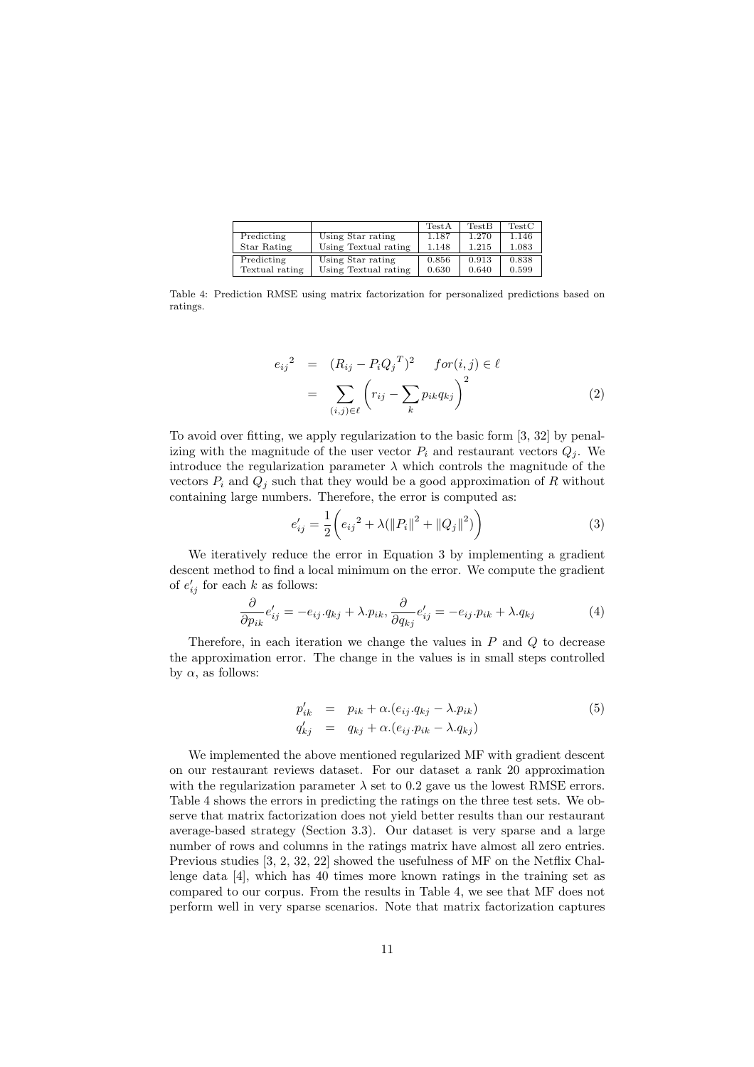| | | TestA | TestB | TestC |
|---|---|---|---|---|
| Predicting Star Rating | Using Star rating | 1.187 | 1.270 | 1.146 |
| | Using Textual rating | 1.148 | 1.215 | 1.083 |
| Predicting Textual rating | Using Star rating | 0.856 | 0.913 | 0.838 |
| | Using Textual rating | 0.630 | 0.640 | 0.599 |

Table 4: Prediction RMSE using matrix factorization for personalized predictions based on ratings.

$$
\begin{aligned}
{e_{ij}}^2 &= (R_{ij} - P_i {Q_j}^T)^2 \quad for(i,j) \in \ell \\
&= \sum_{(i,j)\in\ell} \left( r_{ij} - \sum_k p_{ik} q_{kj} \right)^2
\end{aligned} \tag{2}
$$

To avoid over fitting, we apply regularization to the basic form [3, 32] by penalizing with the magnitude of the user vector $P_i$ and restaurant vectors $Q_j$. We introduce the regularization parameter $\lambda$ which controls the magnitude of the vectors $P_i$ and $Q_j$ such that they would be a good approximation of $R$ without containing large numbers. Therefore, the error is computed as:

$$
e'_{ij} = \frac{1}{2} \left( {e_{ij}}^2 + \lambda (\|P_i\|^2 + \|Q_j\|^2) \right) \tag{3}
$$

We iteratively reduce the error in Equation 3 by implementing a gradient descent method to find a local minimum on the error. We compute the gradient of $e'_{ij}$ for each $k$ as follows:

$$
\frac{\partial}{\partial p_{ik}} e'_{ij} = -e_{ij}.q_{kj} + \lambda.p_{ik}, \frac{\partial}{\partial q_{kj}} e'_{ij} = -e_{ij}.p_{ik} + \lambda.q_{kj} \tag{4}
$$

Therefore, in each iteration we change the values in $P$ and $Q$ to decrease the approximation error. The change in the values is in small steps controlled by $\alpha$, as follows:

$$
\begin{aligned}
p'_{ik} &= p_{ik} + \alpha.(e_{ij}.q_{kj} - \lambda.p_{ik}) \\
q'_{kj} &= q_{kj} + \alpha.(e_{ij}.p_{ik} - \lambda.q_{kj})
\end{aligned} \tag{5}
$$

We implemented the above mentioned regularized MF with gradient descent on our restaurant reviews dataset. For our dataset a rank 20 approximation with the regularization parameter $\lambda$ set to 0.2 gave us the lowest RMSE errors. Table 4 shows the errors in predicting the ratings on the three test sets. We observe that matrix factorization does not yield better results than our restaurant average-based strategy (Section 3.3). Our dataset is very sparse and a large number of rows and columns in the ratings matrix have almost all zero entries. Previous studies [3, 2, 32, 22] showed the usefulness of MF on the Netflix Challenge data [4], which has 40 times more known ratings in the training set as compared to our corpus. From the results in Table 4, we see that MF does not perform well in very sparse scenarios. Note that matrix factorization captures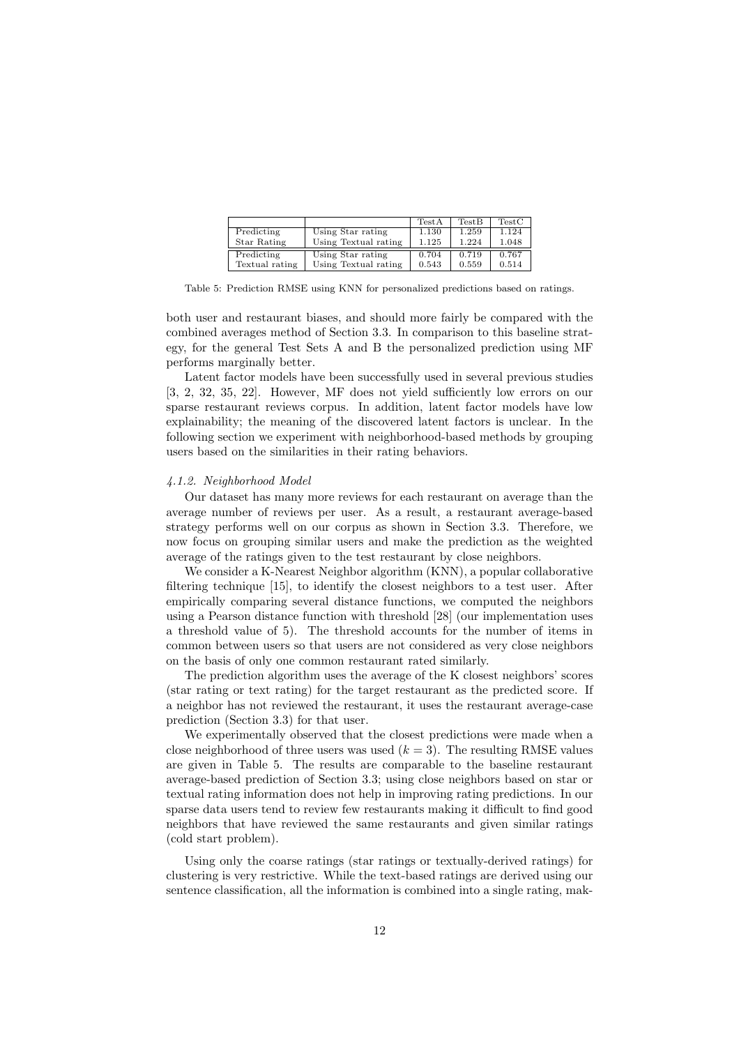|  |  | TestA | TestB | TestC |
|---|---|---|---|---|
| Predicting | Using Star rating | 1.130 | 1.259 | 1.124 |
| Star Rating | Using Textual rating | 1.125 | 1.224 | 1.048 |
| Predicting | Using Star rating | 0.704 | 0.719 | 0.767 |
| Textual rating | Using Textual rating | 0.543 | 0.559 | 0.514 |

Table 5: Prediction RMSE using KNN for personalized predictions based on ratings.

both user and restaurant biases, and should more fairly be compared with the combined averages method of Section 3.3. In comparison to this baseline strategy, for the general Test Sets A and B the personalized prediction using MF performs marginally better.

Latent factor models have been successfully used in several previous studies [3, 2, 32, 35, 22]. However, MF does not yield sufficiently low errors on our sparse restaurant reviews corpus. In addition, latent factor models have low explainability; the meaning of the discovered latent factors is unclear. In the following section we experiment with neighborhood-based methods by grouping users based on the similarities in their rating behaviors.

#### *4.1.2. Neighborhood Model*

Our dataset has many more reviews for each restaurant on average than the average number of reviews per user. As a result, a restaurant average-based strategy performs well on our corpus as shown in Section 3.3. Therefore, we now focus on grouping similar users and make the prediction as the weighted average of the ratings given to the test restaurant by close neighbors.

We consider a K-Nearest Neighbor algorithm (KNN), a popular collaborative filtering technique [15], to identify the closest neighbors to a test user. After empirically comparing several distance functions, we computed the neighbors using a Pearson distance function with threshold [28] (our implementation uses a threshold value of 5). The threshold accounts for the number of items in common between users so that users are not considered as very close neighbors on the basis of only one common restaurant rated similarly.

The prediction algorithm uses the average of the K closest neighbors' scores (star rating or text rating) for the target restaurant as the predicted score. If a neighbor has not reviewed the restaurant, it uses the restaurant average-case prediction (Section 3.3) for that user.

We experimentally observed that the closest predictions were made when a close neighborhood of three users was used ($k = 3$). The resulting RMSE values are given in Table 5. The results are comparable to the baseline restaurant average-based prediction of Section 3.3; using close neighbors based on star or textual rating information does not help in improving rating predictions. In our sparse data users tend to review few restaurants making it difficult to find good neighbors that have reviewed the same restaurants and given similar ratings (cold start problem).

Using only the coarse ratings (star ratings or textually-derived ratings) for clustering is very restrictive. While the text-based ratings are derived using our sentence classification, all the information is combined into a single rating, mak-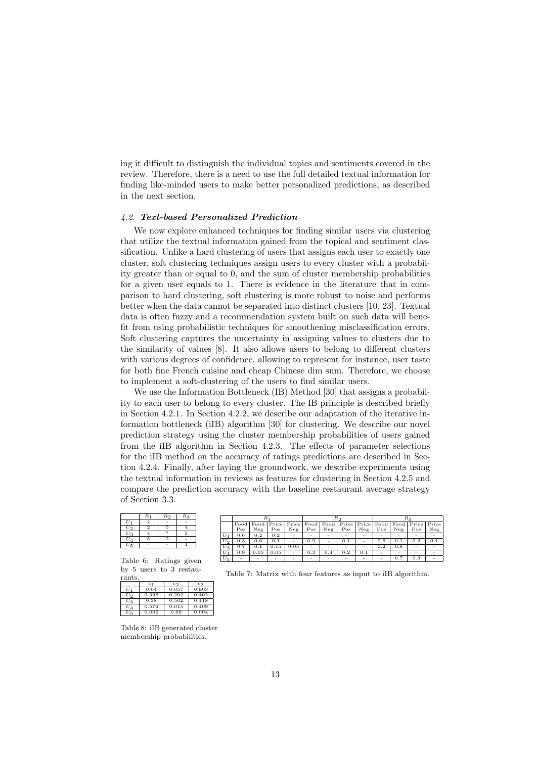ing it difficult to distinguish the individual topics and sentiments covered in the review. Therefore, there is a need to use the full detailed textual information for finding like-minded users to make better personalized predictions, as described in the next section.

### *4.2. Text-based Personalized Prediction*

We now explore enhanced techniques for finding similar users via clustering that utilize the textual information gained from the topical and sentiment classification. Unlike a hard clustering of users that assigns each user to exactly one cluster, soft clustering techniques assign users to every cluster with a probability greater than or equal to 0, and the sum of cluster membership probabilities for a given user equals to 1. There is evidence in the literature that in comparison to hard clustering, soft clustering is more robust to noise and performs better when the data cannot be separated into distinct clusters [10, 23]. Textual data is often fuzzy and a recommendation system built on such data will benefit from using probabilistic techniques for smoothening misclassification errors. Soft clustering captures the uncertainty in assigning values to clusters due to the similarity of values [8]. It also allows users to belong to different clusters with various degrees of confidence, allowing to represent for instance, user taste for both fine French cuisine and cheap Chinese dim sum. Therefore, we choose to implement a soft-clustering of the users to find similar users.

We use the Information Bottleneck (IB) Method [30] that assigns a probability to each user to belong to every cluster. The IB principle is described briefly in Section 4.2.1. In Section 4.2.2, we describe our adaptation of the iterative information bottleneck (iIB) algorithm [30] for clustering. We describe our novel prediction strategy using the cluster membership probabilities of users gained from the iIB algorithm in Section 4.2.3. The effects of parameter selections for the iIB method on the accuracy of ratings predictions are described in Section 4.2.4. Finally, after laying the groundwork, we describe experiments using the textual information in reviews as features for clustering in Section 4.2.5 and compare the prediction accuracy with the baseline restaurant average strategy of Section 3.3.

| | $R_1$ | $R_2$ | $R_3$ |
|---|---|---|---|
| $U_1$ | 4 | - | - |
| $U_2$ | 2 | 5 | 4 |
| $U_3$ | 4 | * | 3 |
| $U_4$ | 5 | 2 | - |
| $U_5$ | - | - | 1 |

Table 6: Ratings given by 5 users to 3 restaurants.

| | $c_1$ | $c_2$ | $c_3$ |
|---|---|---|---|
| $U_1$ | 0.04 | 0.057 | 0.903 |
| $U_2$ | 0.396 | 0.202 | 0.402 |
| $U_3$ | 0.38 | 0.502 | 0.118 |
| $U_4$ | 0.576 | 0.015 | 0.409 |
| $U_5$ | 0.006 | 0.99 | 0.004 |

Table 8: iIB generated cluster membership probabilities.

| | $R_1$ | | | | $R_2$ | | | | $R_3$ | | | |
|---|---|---|---|---|---|---|---|---|---|---|---|---|
| | Food Pos | Food Neg | Price Pos | Price Neg | Food Pos | Food Neg | Price Pos | Price Neg | Food Pos | Food Neg | Price Pos | Price Neg |
| $U_1$ | 0.6 | 0.2 | 0.2 | - | - | - | - | - | - | - | - | - |
| $U_2$ | 0.3 | 0.6 | 0.1 | - | 0.9 | - | 0.1 | - | 0.6 | 0.1 | 0.2 | 0.1 |
| $U_3$ | 0.7 | 0.1 | 0.15 | 0.05 | - | - | - | - | 0.2 | 0.8 | - | - |
| $U_4$ | 0.9 | 0.05 | 0.05 | - | 0.3 | 0.4 | 0.2 | 0.1 | - | - | - | - |
| $U_5$ | - | - | - | - | - | - | - | - | - | 0.7 | 0.3 | - |

Table 7: Matrix with four features as input to iIB algorithm.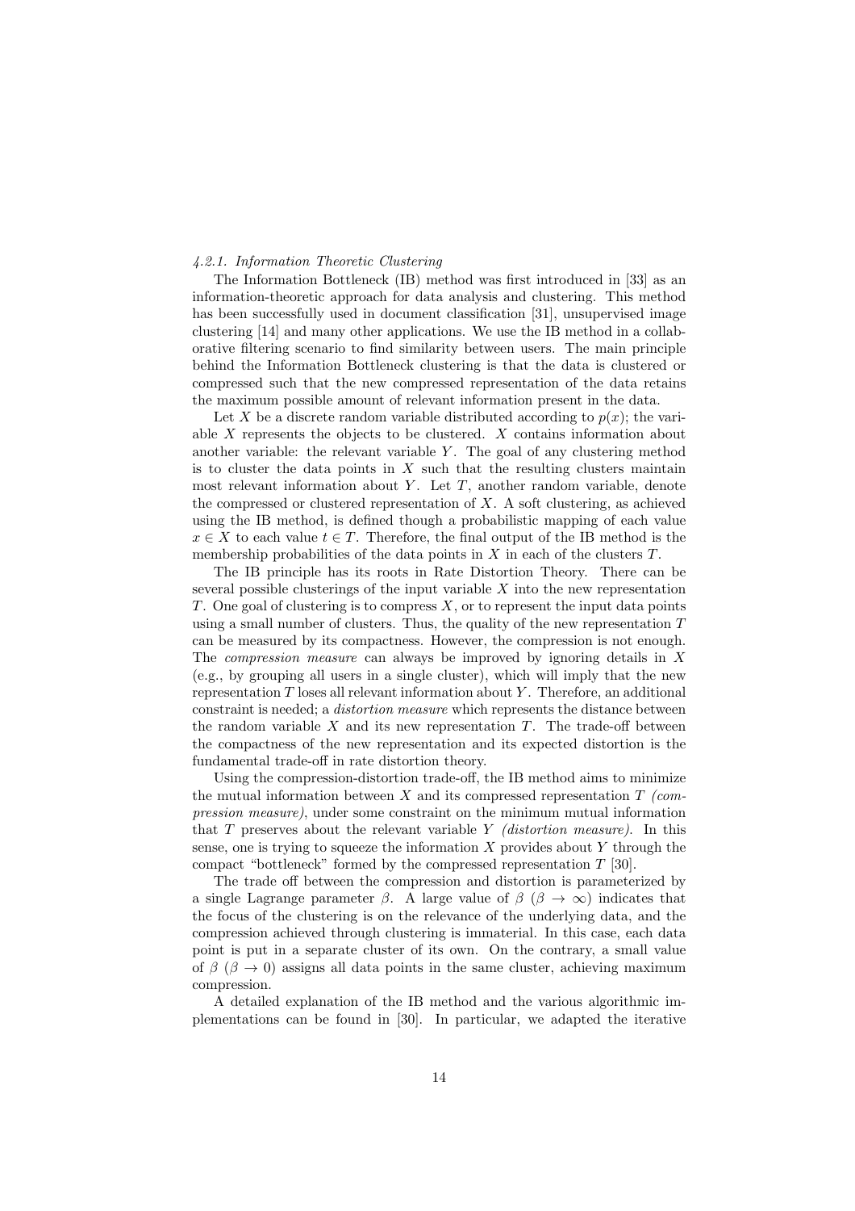#### 4.2.1. Information Theoretic Clustering

The Information Bottleneck (IB) method was first introduced in [33] as an information-theoretic approach for data analysis and clustering. This method has been successfully used in document classification [31], unsupervised image clustering [14] and many other applications. We use the IB method in a collaborative filtering scenario to find similarity between users. The main principle behind the Information Bottleneck clustering is that the data is clustered or compressed such that the new compressed representation of the data retains the maximum possible amount of relevant information present in the data.

Let $X$ be a discrete random variable distributed according to $p(x)$; the variable $X$ represents the objects to be clustered. $X$ contains information about another variable: the relevant variable $Y$. The goal of any clustering method is to cluster the data points in $X$ such that the resulting clusters maintain most relevant information about $Y$. Let $T$, another random variable, denote the compressed or clustered representation of $X$. A soft clustering, as achieved using the IB method, is defined though a probabilistic mapping of each value $x \in X$ to each value $t \in T$. Therefore, the final output of the IB method is the membership probabilities of the data points in $X$ in each of the clusters $T$.

The IB principle has its roots in Rate Distortion Theory. There can be several possible clusterings of the input variable $X$ into the new representation $T$. One goal of clustering is to compress $X$, or to represent the input data points using a small number of clusters. Thus, the quality of the new representation $T$ can be measured by its compactness. However, the compression is not enough. The *compression measure* can always be improved by ignoring details in $X$ (e.g., by grouping all users in a single cluster), which will imply that the new representation $T$ loses all relevant information about $Y$. Therefore, an additional constraint is needed; a *distortion measure* which represents the distance between the random variable $X$ and its new representation $T$. The trade-off between the compactness of the new representation and its expected distortion is the fundamental trade-off in rate distortion theory.

Using the compression-distortion trade-off, the IB method aims to minimize the mutual information between $X$ and its compressed representation $T$ *(compression measure)*, under some constraint on the minimum mutual information that $T$ preserves about the relevant variable $Y$ *(distortion measure)*. In this sense, one is trying to squeeze the information $X$ provides about $Y$ through the compact "bottleneck" formed by the compressed representation $T$ [30].

The trade off between the compression and distortion is parameterized by a single Lagrange parameter $\beta$. A large value of $\beta$ ($\beta \to \infty$) indicates that the focus of the clustering is on the relevance of the underlying data, and the compression achieved through clustering is immaterial. In this case, each data point is put in a separate cluster of its own. On the contrary, a small value of $\beta$ ($\beta \to 0$) assigns all data points in the same cluster, achieving maximum compression.

A detailed explanation of the IB method and the various algorithmic implementations can be found in [30]. In particular, we adapted the iterative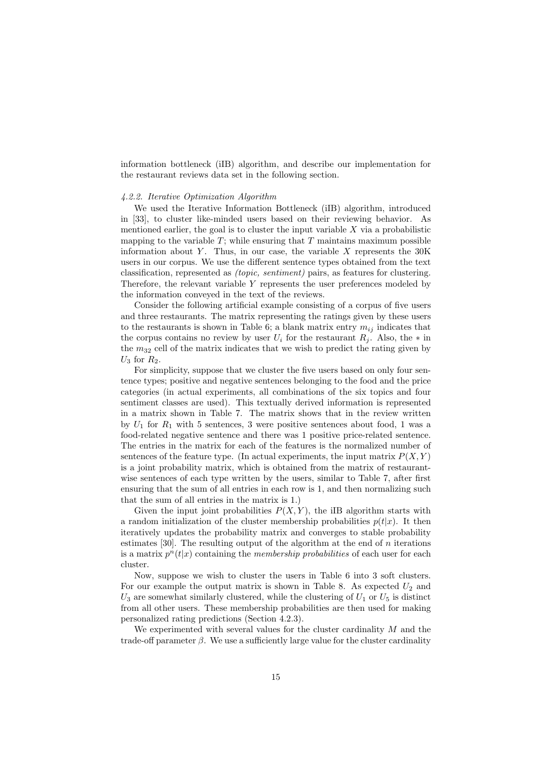information bottleneck (iIB) algorithm, and describe our implementation for the restaurant reviews data set in the following section.

#### *4.2.2. Iterative Optimization Algorithm*

We used the Iterative Information Bottleneck (iIB) algorithm, introduced in [33], to cluster like-minded users based on their reviewing behavior. As mentioned earlier, the goal is to cluster the input variable $X$ via a probabilistic mapping to the variable $T$; while ensuring that $T$ maintains maximum possible information about $Y$. Thus, in our case, the variable $X$ represents the 30K users in our corpus. We use the different sentence types obtained from the text classification, represented as *(topic, sentiment)* pairs, as features for clustering. Therefore, the relevant variable $Y$ represents the user preferences modeled by the information conveyed in the text of the reviews.

Consider the following artificial example consisting of a corpus of five users and three restaurants. The matrix representing the ratings given by these users to the restaurants is shown in Table 6; a blank matrix entry $m_{ij}$ indicates that the corpus contains no review by user $U_i$ for the restaurant $R_j$. Also, the $*$ in the $m_{32}$ cell of the matrix indicates that we wish to predict the rating given by $U_3$ for $R_2$.

For simplicity, suppose that we cluster the five users based on only four sentence types; positive and negative sentences belonging to the food and the price categories (in actual experiments, all combinations of the six topics and four sentiment classes are used). This textually derived information is represented in a matrix shown in Table 7. The matrix shows that in the review written by $U_1$ for $R_1$ with 5 sentences, 3 were positive sentences about food, 1 was a food-related negative sentence and there was 1 positive price-related sentence. The entries in the matrix for each of the features is the normalized number of sentences of the feature type. (In actual experiments, the input matrix $P(X, Y)$ is a joint probability matrix, which is obtained from the matrix of restaurant-wise sentences of each type written by the users, similar to Table 7, after first ensuring that the sum of all entries in each row is 1, and then normalizing such that the sum of all entries in the matrix is 1.)

Given the input joint probabilities $P(X, Y)$, the iIB algorithm starts with a random initialization of the cluster membership probabilities $p(t|x)$. It then iteratively updates the probability matrix and converges to stable probability estimates [30]. The resulting output of the algorithm at the end of $n$ iterations is a matrix $p^n(t|x)$ containing the *membership probabilities* of each user for each cluster.

Now, suppose we wish to cluster the users in Table 6 into 3 soft clusters. For our example the output matrix is shown in Table 8. As expected $U_2$ and $U_3$ are somewhat similarly clustered, while the clustering of $U_1$ or $U_5$ is distinct from all other users. These membership probabilities are then used for making personalized rating predictions (Section 4.2.3).

We experimented with several values for the cluster cardinality $M$ and the trade-off parameter $\beta$. We use a sufficiently large value for the cluster cardinality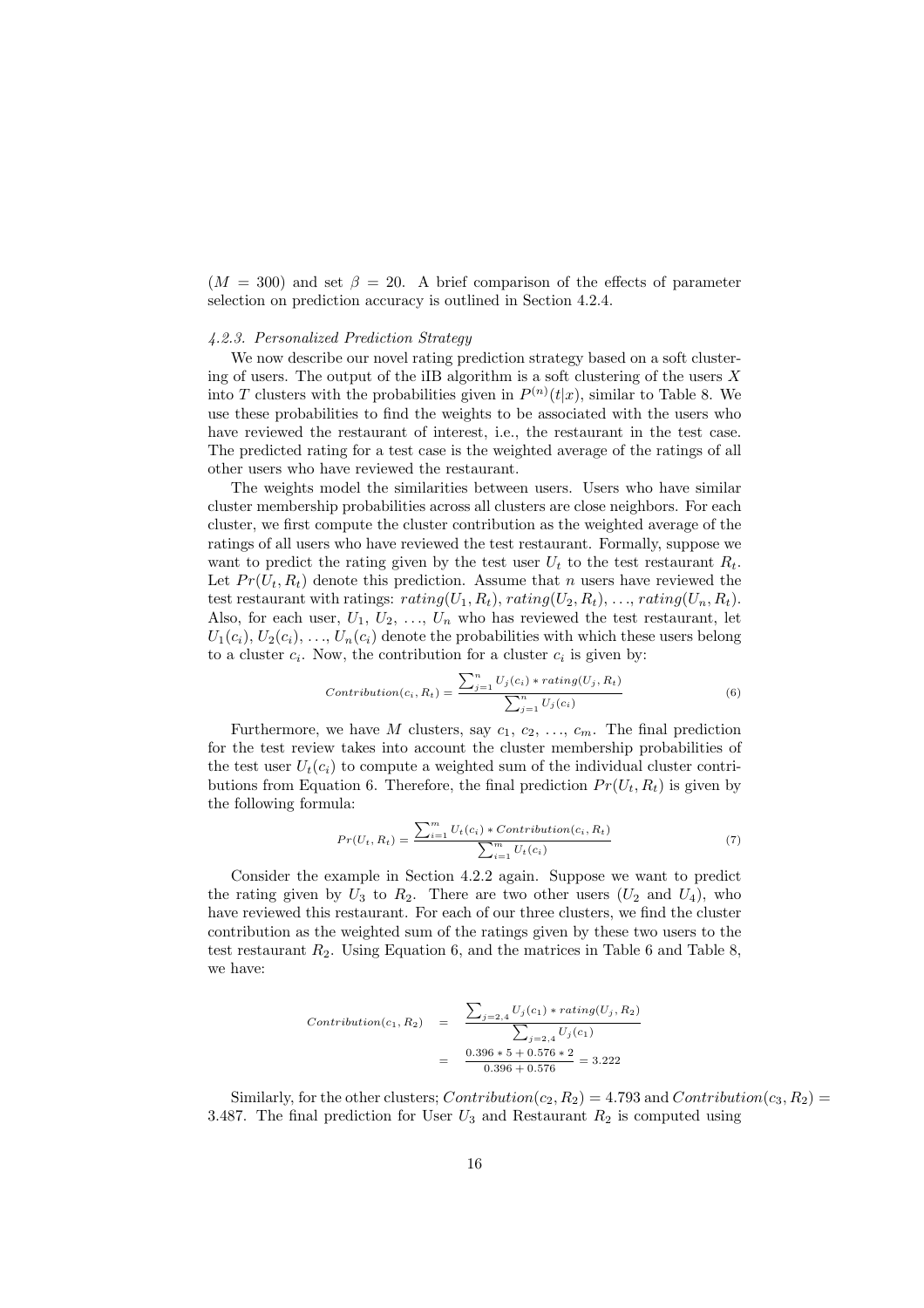($M = 300$) and set $\beta = 20$. A brief comparison of the effects of parameter selection on prediction accuracy is outlined in Section 4.2.4.

#### *4.2.3. Personalized Prediction Strategy*

We now describe our novel rating prediction strategy based on a soft clustering of users. The output of the iIB algorithm is a soft clustering of the users $X$ into $T$ clusters with the probabilities given in $P^{(n)}(t|x)$, similar to Table 8. We use these probabilities to find the weights to be associated with the users who have reviewed the restaurant of interest, i.e., the restaurant in the test case. The predicted rating for a test case is the weighted average of the ratings of all other users who have reviewed the restaurant.

The weights model the similarities between users. Users who have similar cluster membership probabilities across all clusters are close neighbors. For each cluster, we first compute the cluster contribution as the weighted average of the ratings of all users who have reviewed the test restaurant. Formally, suppose we want to predict the rating given by the test user $U_t$ to the test restaurant $R_t$. Let $Pr(U_t, R_t)$ denote this prediction. Assume that $n$ users have reviewed the test restaurant with ratings: $rating(U_1, R_t)$, $rating(U_2, R_t)$, ..., $rating(U_n, R_t)$. Also, for each user, $U_1$, $U_2$, ..., $U_n$ who has reviewed the test restaurant, let $U_1(c_i)$, $U_2(c_i)$, ..., $U_n(c_i)$ denote the probabilities with which these users belong to a cluster $c_i$. Now, the contribution for a cluster $c_i$ is given by:

$$Contribution(c_i, R_t) = \frac{\sum_{j=1}^{n} U_j(c_i) * rating(U_j, R_t)}{\sum_{j=1}^{n} U_j(c_i)} \tag{6}$$

Furthermore, we have $M$ clusters, say $c_1$, $c_2$, ..., $c_m$. The final prediction for the test review takes into account the cluster membership probabilities of the test user $U_t(c_i)$ to compute a weighted sum of the individual cluster contributions from Equation 6. Therefore, the final prediction $Pr(U_t, R_t)$ is given by the following formula:

$$Pr(U_t, R_t) = \frac{\sum_{i=1}^{m} U_t(c_i) * Contribution(c_i, R_t)}{\sum_{i=1}^{m} U_t(c_i)} \tag{7}$$

Consider the example in Section 4.2.2 again. Suppose we want to predict the rating given by $U_3$ to $R_2$. There are two other users ($U_2$ and $U_4$), who have reviewed this restaurant. For each of our three clusters, we find the cluster contribution as the weighted sum of the ratings given by these two users to the test restaurant $R_2$. Using Equation 6, and the matrices in Table 6 and Table 8, we have:

$$\begin{aligned} Contribution(c_1, R_2) &= \frac{\sum_{j=2,4} U_j(c_1) * rating(U_j, R_2)}{\sum_{j=2,4} U_j(c_1)} \\ &= \frac{0.396 * 5 + 0.576 * 2}{0.396 + 0.576} = 3.222 \end{aligned}$$

Similarly, for the other clusters; $Contribution(c_2, R_2) = 4.793$ and $Contribution(c_3, R_2) = 3.487$. The final prediction for User $U_3$ and Restaurant $R_2$ is computed using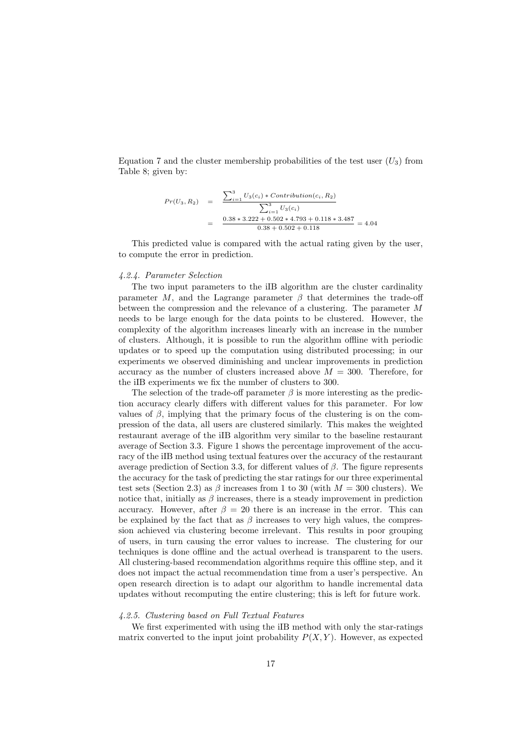Equation 7 and the cluster membership probabilities of the test user ($U_3$) from Table 8; given by:

$$
\begin{aligned}
Pr(U_3, R_2) &= \frac{\sum_{i=1}^{3} U_3(c_i) * Contribution(c_i, R_2)}{\sum_{i=1}^{3} U_3(c_i)} \\
&= \frac{0.38 * 3.222 + 0.502 * 4.793 + 0.118 * 3.487}{0.38 + 0.502 + 0.118} = 4.04
\end{aligned}
$$

This predicted value is compared with the actual rating given by the user, to compute the error in prediction.

#### *4.2.4. Parameter Selection*

The two input parameters to the iIB algorithm are the cluster cardinality parameter $M$, and the Lagrange parameter $\beta$ that determines the trade-off between the compression and the relevance of a clustering. The parameter $M$ needs to be large enough for the data points to be clustered. However, the complexity of the algorithm increases linearly with an increase in the number of clusters. Although, it is possible to run the algorithm offline with periodic updates or to speed up the computation using distributed processing; in our experiments we observed diminishing and unclear improvements in prediction accuracy as the number of clusters increased above $M = 300$. Therefore, for the iIB experiments we fix the number of clusters to 300.

The selection of the trade-off parameter $\beta$ is more interesting as the prediction accuracy clearly differs with different values for this parameter. For low values of $\beta$, implying that the primary focus of the clustering is on the compression of the data, all users are clustered similarly. This makes the weighted restaurant average of the iIB algorithm very similar to the baseline restaurant average of Section 3.3. Figure 1 shows the percentage improvement of the accuracy of the iIB method using textual features over the accuracy of the restaurant average prediction of Section 3.3, for different values of $\beta$. The figure represents the accuracy for the task of predicting the star ratings for our three experimental test sets (Section 2.3) as $\beta$ increases from 1 to 30 (with $M = 300$ clusters). We notice that, initially as $\beta$ increases, there is a steady improvement in prediction accuracy. However, after $\beta = 20$ there is an increase in the error. This can be explained by the fact that as $\beta$ increases to very high values, the compression achieved via clustering become irrelevant. This results in poor grouping of users, in turn causing the error values to increase. The clustering for our techniques is done offline and the actual overhead is transparent to the users. All clustering-based recommendation algorithms require this offline step, and it does not impact the actual recommendation time from a user's perspective. An open research direction is to adapt our algorithm to handle incremental data updates without recomputing the entire clustering; this is left for future work.

#### *4.2.5. Clustering based on Full Textual Features*

We first experimented with using the iIB method with only the star-ratings matrix converted to the input joint probability $P(X, Y)$. However, as expected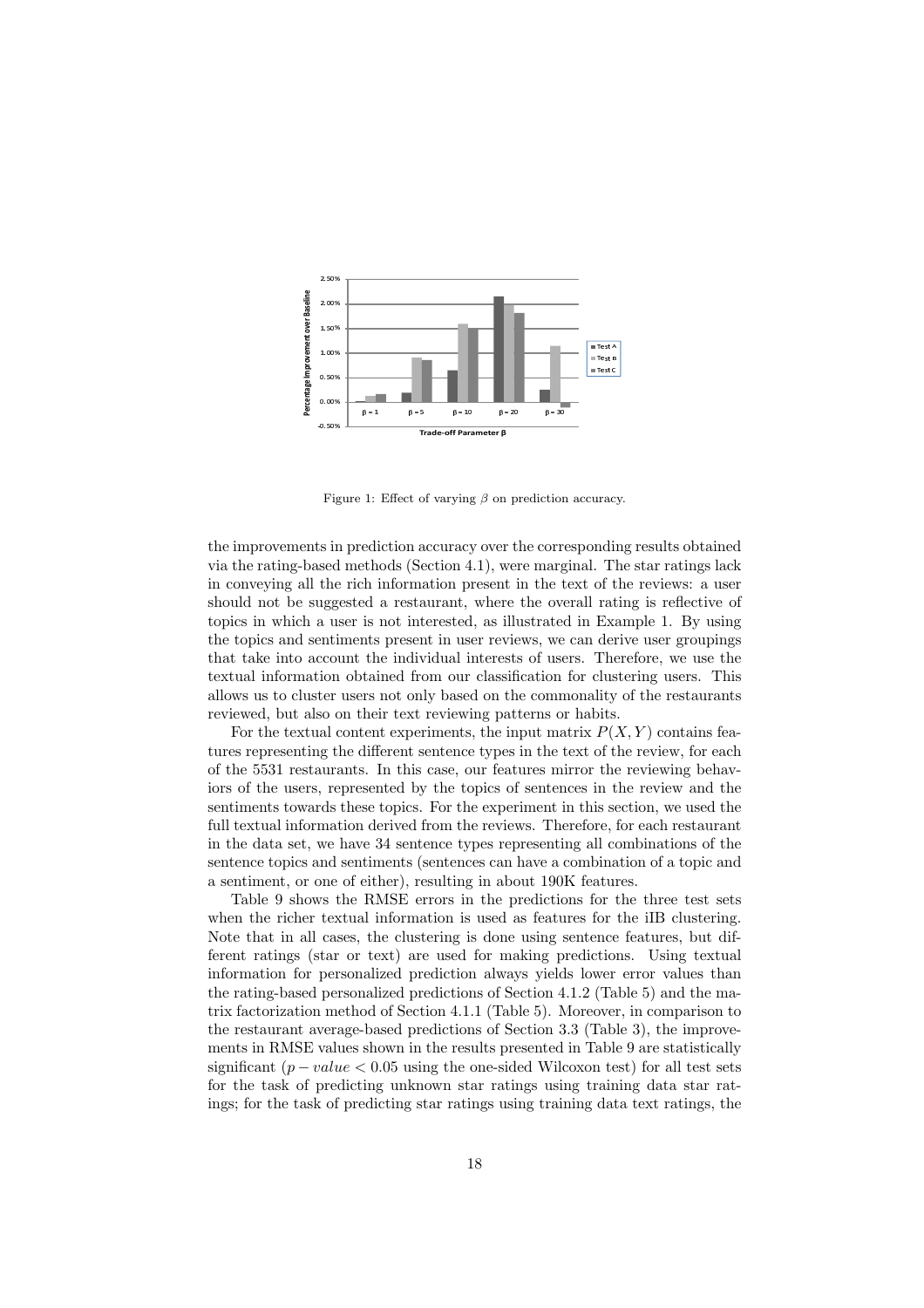Figure 1: Effect of varying $\beta$ on prediction accuracy.

the improvements in prediction accuracy over the corresponding results obtained via the rating-based methods (Section 4.1), were marginal. The star ratings lack in conveying all the rich information present in the text of the reviews: a user should not be suggested a restaurant, where the overall rating is reflective of topics in which a user is not interested, as illustrated in Example 1. By using the topics and sentiments present in user reviews, we can derive user groupings that take into account the individual interests of users. Therefore, we use the textual information obtained from our classification for clustering users. This allows us to cluster users not only based on the commonality of the restaurants reviewed, but also on their text reviewing patterns or habits.

For the textual content experiments, the input matrix $P(X, Y)$ contains features representing the different sentence types in the text of the review, for each of the 5531 restaurants. In this case, our features mirror the reviewing behaviors of the users, represented by the topics of sentences in the review and the sentiments towards these topics. For the experiment in this section, we used the full textual information derived from the reviews. Therefore, for each restaurant in the data set, we have 34 sentence types representing all combinations of the sentence topics and sentiments (sentences can have a combination of a topic and a sentiment, or one of either), resulting in about 190K features.

Table 9 shows the RMSE errors in the predictions for the three test sets when the richer textual information is used as features for the iIB clustering. Note that in all cases, the clustering is done using sentence features, but different ratings (star or text) are used for making predictions. Using textual information for personalized prediction always yields lower error values than the rating-based personalized predictions of Section 4.1.2 (Table 5) and the matrix factorization method of Section 4.1.1 (Table 5). Moreover, in comparison to the restaurant average-based predictions of Section 3.3 (Table 3), the improvements in RMSE values shown in the results presented in Table 9 are statistically significant ($p - value < 0.05$ using the one-sided Wilcoxon test) for all test sets for the task of predicting unknown star ratings using training data star ratings; for the task of predicting star ratings using training data text ratings, the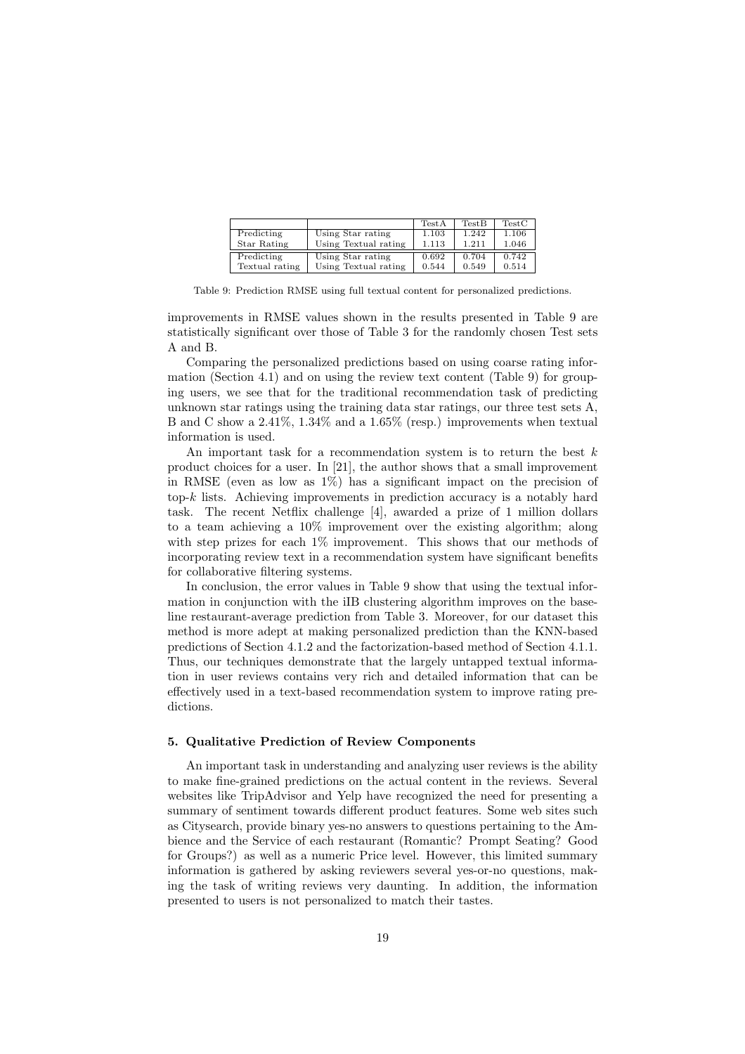| | | TestA | TestB | TestC |
|---|---|---|---|---|
| Predicting Star Rating | Using Star rating | 1.103 | 1.242 | 1.106 |
| | Using Textual rating | 1.113 | 1.211 | 1.046 |
| Predicting Textual rating | Using Star rating | 0.692 | 0.704 | 0.742 |
| | Using Textual rating | 0.544 | 0.549 | 0.514 |

Table 9: Prediction RMSE using full textual content for personalized predictions.

improvements in RMSE values shown in the results presented in Table 9 are statistically significant over those of Table 3 for the randomly chosen Test sets A and B.

Comparing the personalized predictions based on using coarse rating information (Section 4.1) and on using the review text content (Table 9) for grouping users, we see that for the traditional recommendation task of predicting unknown star ratings using the training data star ratings, our three test sets A, B and C show a 2.41%, 1.34% and a 1.65% (resp.) improvements when textual information is used.

An important task for a recommendation system is to return the best $k$ product choices for a user. In [21], the author shows that a small improvement in RMSE (even as low as 1%) has a significant impact on the precision of top-$k$ lists. Achieving improvements in prediction accuracy is a notably hard task. The recent Netflix challenge [4], awarded a prize of 1 million dollars to a team achieving a 10% improvement over the existing algorithm; along with step prizes for each 1% improvement. This shows that our methods of incorporating review text in a recommendation system have significant benefits for collaborative filtering systems.

In conclusion, the error values in Table 9 show that using the textual information in conjunction with the iIB clustering algorithm improves on the baseline restaurant-average prediction from Table 3. Moreover, for our dataset this method is more adept at making personalized prediction than the KNN-based predictions of Section 4.1.2 and the factorization-based method of Section 4.1.1. Thus, our techniques demonstrate that the largely untapped textual information in user reviews contains very rich and detailed information that can be effectively used in a text-based recommendation system to improve rating predictions.

### 5. Qualitative Prediction of Review Components

An important task in understanding and analyzing user reviews is the ability to make fine-grained predictions on the actual content in the reviews. Several websites like TripAdvisor and Yelp have recognized the need for presenting a summary of sentiment towards different product features. Some web sites such as Citysearch, provide binary yes-no answers to questions pertaining to the Ambience and the Service of each restaurant (Romantic? Prompt Seating? Good for Groups?) as well as a numeric Price level. However, this limited summary information is gathered by asking reviewers several yes-or-no questions, making the task of writing reviews very daunting. In addition, the information presented to users is not personalized to match their tastes.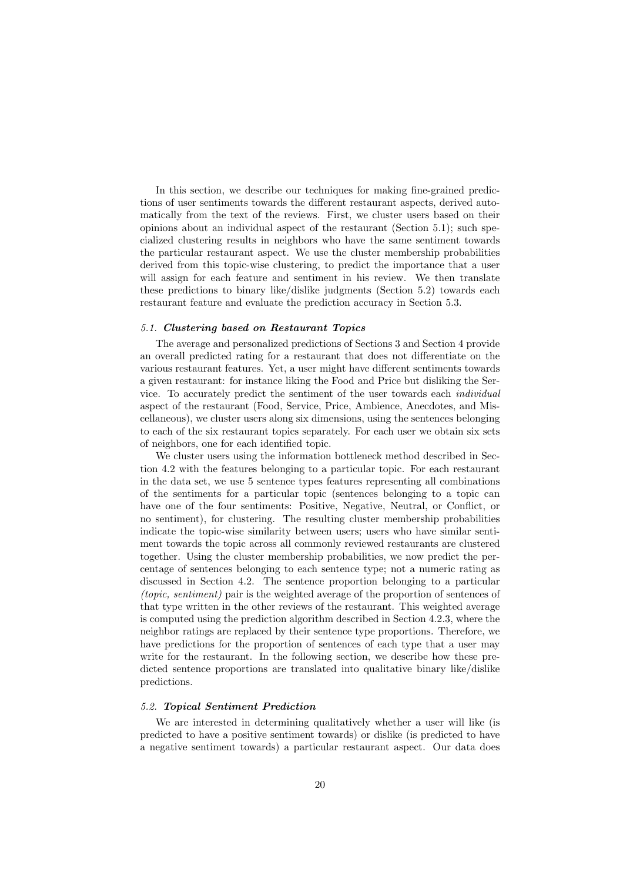In this section, we describe our techniques for making fine-grained predictions of user sentiments towards the different restaurant aspects, derived automatically from the text of the reviews. First, we cluster users based on their opinions about an individual aspect of the restaurant (Section 5.1); such specialized clustering results in neighbors who have the same sentiment towards the particular restaurant aspect. We use the cluster membership probabilities derived from this topic-wise clustering, to predict the importance that a user will assign for each feature and sentiment in his review. We then translate these predictions to binary like/dislike judgments (Section 5.2) towards each restaurant feature and evaluate the prediction accuracy in Section 5.3.

### 5.1. Clustering based on Restaurant Topics

The average and personalized predictions of Sections 3 and Section 4 provide an overall predicted rating for a restaurant that does not differentiate on the various restaurant features. Yet, a user might have different sentiments towards a given restaurant: for instance liking the Food and Price but disliking the Service. To accurately predict the sentiment of the user towards each *individual* aspect of the restaurant (Food, Service, Price, Ambience, Anecdotes, and Miscellaneous), we cluster users along six dimensions, using the sentences belonging to each of the six restaurant topics separately. For each user we obtain six sets of neighbors, one for each identified topic.

We cluster users using the information bottleneck method described in Section 4.2 with the features belonging to a particular topic. For each restaurant in the data set, we use 5 sentence types features representing all combinations of the sentiments for a particular topic (sentences belonging to a topic can have one of the four sentiments: Positive, Negative, Neutral, or Conflict, or no sentiment), for clustering. The resulting cluster membership probabilities indicate the topic-wise similarity between users; users who have similar sentiment towards the topic across all commonly reviewed restaurants are clustered together. Using the cluster membership probabilities, we now predict the percentage of sentences belonging to each sentence type; not a numeric rating as discussed in Section 4.2. The sentence proportion belonging to a particular *(topic, sentiment)* pair is the weighted average of the proportion of sentences of that type written in the other reviews of the restaurant. This weighted average is computed using the prediction algorithm described in Section 4.2.3, where the neighbor ratings are replaced by their sentence type proportions. Therefore, we have predictions for the proportion of sentences of each type that a user may write for the restaurant. In the following section, we describe how these predicted sentence proportions are translated into qualitative binary like/dislike predictions.

### 5.2. Topical Sentiment Prediction

We are interested in determining qualitatively whether a user will like (is predicted to have a positive sentiment towards) or dislike (is predicted to have a negative sentiment towards) a particular restaurant aspect. Our data does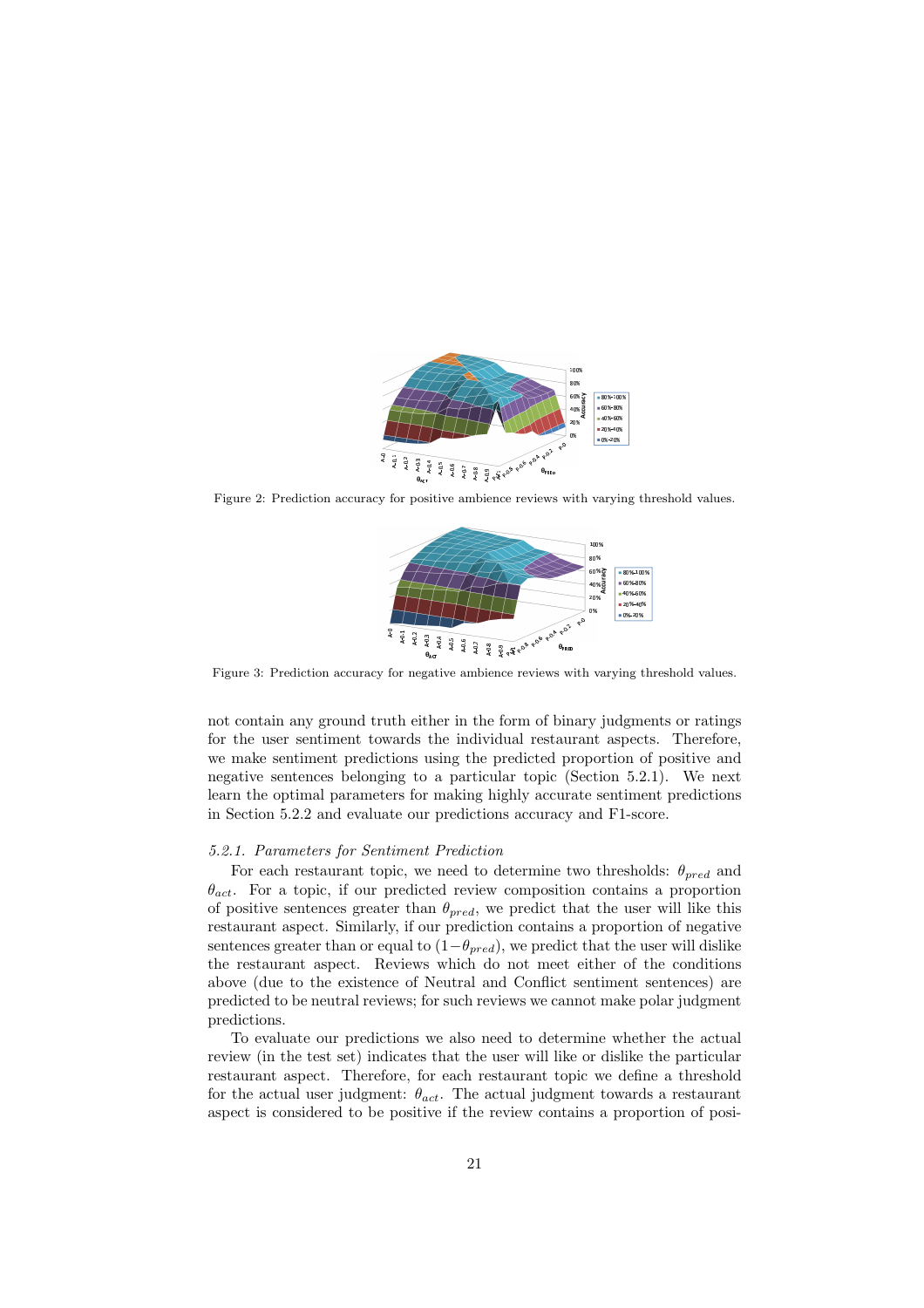Figure 2: Prediction accuracy for positive ambience reviews with varying threshold values.

Figure 3: Prediction accuracy for negative ambience reviews with varying threshold values.

not contain any ground truth either in the form of binary judgments or ratings for the user sentiment towards the individual restaurant aspects. Therefore, we make sentiment predictions using the predicted proportion of positive and negative sentences belonging to a particular topic (Section 5.2.1). We next learn the optimal parameters for making highly accurate sentiment predictions in Section 5.2.2 and evaluate our predictions accuracy and F1-score.

### *5.2.1. Parameters for Sentiment Prediction*

For each restaurant topic, we need to determine two thresholds: $\theta_{pred}$ and $\theta_{act}$. For a topic, if our predicted review composition contains a proportion of positive sentences greater than $\theta_{pred}$, we predict that the user will like this restaurant aspect. Similarly, if our prediction contains a proportion of negative sentences greater than or equal to $(1-\theta_{pred})$, we predict that the user will dislike the restaurant aspect. Reviews which do not meet either of the conditions above (due to the existence of Neutral and Conflict sentiment sentences) are predicted to be neutral reviews; for such reviews we cannot make polar judgment predictions.

To evaluate our predictions we also need to determine whether the actual review (in the test set) indicates that the user will like or dislike the particular restaurant aspect. Therefore, for each restaurant topic we define a threshold for the actual user judgment: $\theta_{act}$. The actual judgment towards a restaurant aspect is considered to be positive if the review contains a proportion of posi-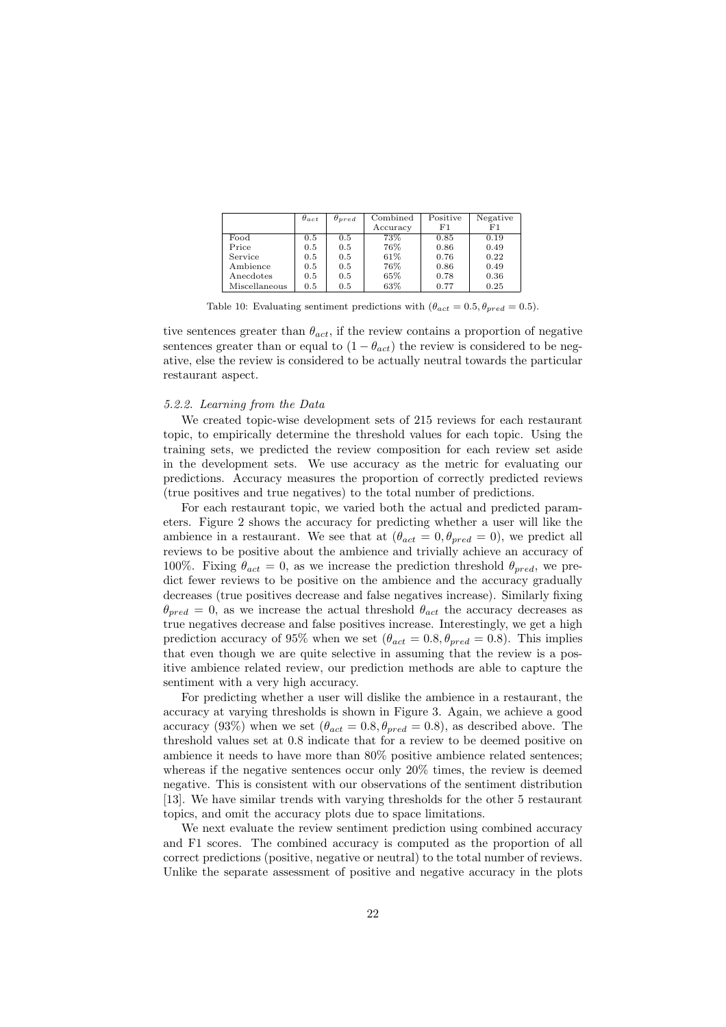|  | $\theta_{act}$ | $\theta_{pred}$ | Combined Accuracy | Positive F1 | Negative F1 |
|---|---|---|---|---|---|
| Food | 0.5 | 0.5 | 73% | 0.85 | 0.19 |
| Price | 0.5 | 0.5 | 76% | 0.86 | 0.49 |
| Service | 0.5 | 0.5 | 61% | 0.76 | 0.22 |
| Ambience | 0.5 | 0.5 | 76% | 0.86 | 0.49 |
| Anecdotes | 0.5 | 0.5 | 65% | 0.78 | 0.36 |
| Miscellaneous | 0.5 | 0.5 | 63% | 0.77 | 0.25 |

Table 10: Evaluating sentiment predictions with ($\theta_{act} = 0.5, \theta_{pred} = 0.5$).

tive sentences greater than $\theta_{act}$, if the review contains a proportion of negative sentences greater than or equal to $(1 - \theta_{act})$ the review is considered to be negative, else the review is considered to be actually neutral towards the particular restaurant aspect.

#### *5.2.2. Learning from the Data*

We created topic-wise development sets of 215 reviews for each restaurant topic, to empirically determine the threshold values for each topic. Using the training sets, we predicted the review composition for each review set aside in the development sets. We use accuracy as the metric for evaluating our predictions. Accuracy measures the proportion of correctly predicted reviews (true positives and true negatives) to the total number of predictions.

For each restaurant topic, we varied both the actual and predicted parameters. Figure 2 shows the accuracy for predicting whether a user will like the ambience in a restaurant. We see that at ($\theta_{act} = 0, \theta_{pred} = 0$), we predict all reviews to be positive about the ambience and trivially achieve an accuracy of 100%. Fixing $\theta_{act} = 0$, as we increase the prediction threshold $\theta_{pred}$, we predict fewer reviews to be positive on the ambience and the accuracy gradually decreases (true positives decrease and false negatives increase). Similarly fixing $\theta_{pred} = 0$, as we increase the actual threshold $\theta_{act}$ the accuracy decreases as true negatives decrease and false positives increase. Interestingly, we get a high prediction accuracy of 95% when we set ($\theta_{act} = 0.8, \theta_{pred} = 0.8$). This implies that even though we are quite selective in assuming that the review is a positive ambience related review, our prediction methods are able to capture the sentiment with a very high accuracy.

For predicting whether a user will dislike the ambience in a restaurant, the accuracy at varying thresholds is shown in Figure 3. Again, we achieve a good accuracy (93%) when we set ($\theta_{act} = 0.8, \theta_{pred} = 0.8$), as described above. The threshold values set at 0.8 indicate that for a review to be deemed positive on ambience it needs to have more than 80% positive ambience related sentences; whereas if the negative sentences occur only 20% times, the review is deemed negative. This is consistent with our observations of the sentiment distribution [13]. We have similar trends with varying thresholds for the other 5 restaurant topics, and omit the accuracy plots due to space limitations.

We next evaluate the review sentiment prediction using combined accuracy and F1 scores. The combined accuracy is computed as the proportion of all correct predictions (positive, negative or neutral) to the total number of reviews. Unlike the separate assessment of positive and negative accuracy in the plots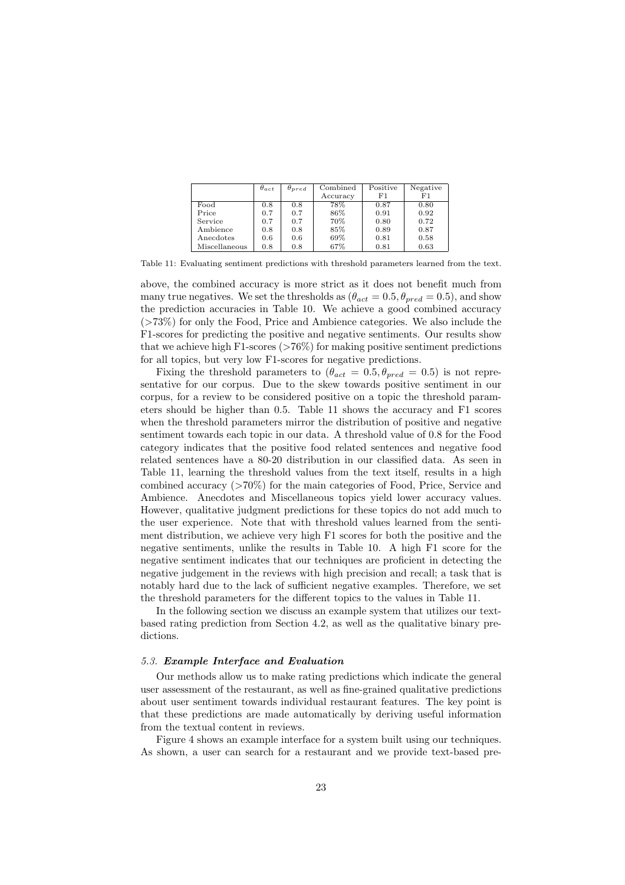|  | $\theta_{act}$ | $\theta_{pred}$ | Combined Accuracy | Positive F1 | Negative F1 |
|---|---|---|---|---|---|
| Food | 0.8 | 0.8 | 78% | 0.87 | 0.80 |
| Price | 0.7 | 0.7 | 86% | 0.91 | 0.92 |
| Service | 0.7 | 0.7 | 70% | 0.80 | 0.72 |
| Ambience | 0.8 | 0.8 | 85% | 0.89 | 0.87 |
| Anecdotes | 0.6 | 0.6 | 69% | 0.81 | 0.58 |
| Miscellaneous | 0.8 | 0.8 | 67% | 0.81 | 0.63 |

Table 11: Evaluating sentiment predictions with threshold parameters learned from the text.

above, the combined accuracy is more strict as it does not benefit much from many true negatives. We set the thresholds as ($\theta_{act} = 0.5, \theta_{pred} = 0.5$), and show the prediction accuracies in Table 10. We achieve a good combined accuracy (>73%) for only the Food, Price and Ambience categories. We also include the F1-scores for predicting the positive and negative sentiments. Our results show that we achieve high F1-scores (>76%) for making positive sentiment predictions for all topics, but very low F1-scores for negative predictions.

Fixing the threshold parameters to ($\theta_{act} = 0.5, \theta_{pred} = 0.5$) is not representative for our corpus. Due to the skew towards positive sentiment in our corpus, for a review to be considered positive on a topic the threshold parameters should be higher than 0.5. Table 11 shows the accuracy and F1 scores when the threshold parameters mirror the distribution of positive and negative sentiment towards each topic in our data. A threshold value of 0.8 for the Food category indicates that the positive food related sentences and negative food related sentences have a 80-20 distribution in our classified data. As seen in Table 11, learning the threshold values from the text itself, results in a high combined accuracy (>70%) for the main categories of Food, Price, Service and Ambience. Anecdotes and Miscellaneous topics yield lower accuracy values. However, qualitative judgment predictions for these topics do not add much to the user experience. Note that with threshold values learned from the sentiment distribution, we achieve very high F1 scores for both the positive and the negative sentiments, unlike the results in Table 10. A high F1 score for the negative sentiment indicates that our techniques are proficient in detecting the negative judgement in the reviews with high precision and recall; a task that is notably hard due to the lack of sufficient negative examples. Therefore, we set the threshold parameters for the different topics to the values in Table 11.

In the following section we discuss an example system that utilizes our text-based rating prediction from Section 4.2, as well as the qualitative binary predictions.

### 5.3. *Example Interface and Evaluation*

Our methods allow us to make rating predictions which indicate the general user assessment of the restaurant, as well as fine-grained qualitative predictions about user sentiment towards individual restaurant features. The key point is that these predictions are made automatically by deriving useful information from the textual content in reviews.

Figure 4 shows an example interface for a system built using our techniques. As shown, a user can search for a restaurant and we provide text-based pre-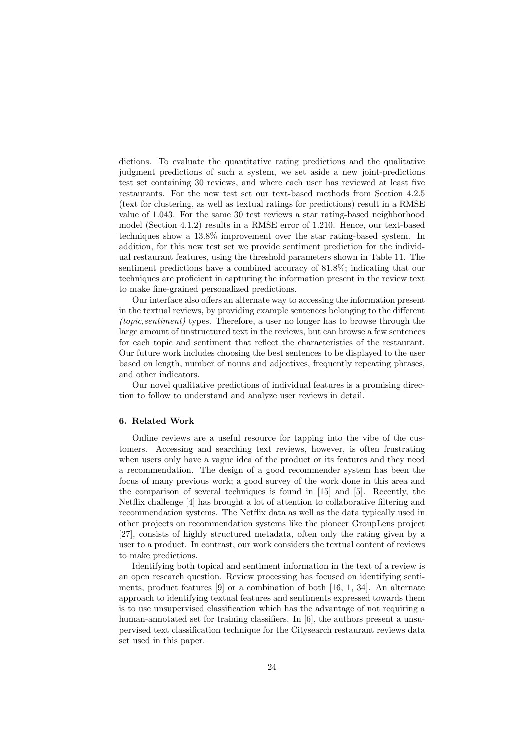dictions. To evaluate the quantitative rating predictions and the qualitative judgment predictions of such a system, we set aside a new joint-predictions test set containing 30 reviews, and where each user has reviewed at least five restaurants. For the new test set our text-based methods from Section 4.2.5 (text for clustering, as well as textual ratings for predictions) result in a RMSE value of 1.043. For the same 30 test reviews a star rating-based neighborhood model (Section 4.1.2) results in a RMSE error of 1.210. Hence, our text-based techniques show a 13.8% improvement over the star rating-based system. In addition, for this new test set we provide sentiment prediction for the individual restaurant features, using the threshold parameters shown in Table 11. The sentiment predictions have a combined accuracy of 81.8%; indicating that our techniques are proficient in capturing the information present in the review text to make fine-grained personalized predictions.

Our interface also offers an alternate way to accessing the information present in the textual reviews, by providing example sentences belonging to the different *(topic,sentiment)* types. Therefore, a user no longer has to browse through the large amount of unstructured text in the reviews, but can browse a few sentences for each topic and sentiment that reflect the characteristics of the restaurant. Our future work includes choosing the best sentences to be displayed to the user based on length, number of nouns and adjectives, frequently repeating phrases, and other indicators.

Our novel qualitative predictions of individual features is a promising direction to follow to understand and analyze user reviews in detail.

## 6. Related Work

Online reviews are a useful resource for tapping into the vibe of the customers. Accessing and searching text reviews, however, is often frustrating when users only have a vague idea of the product or its features and they need a recommendation. The design of a good recommender system has been the focus of many previous work; a good survey of the work done in this area and the comparison of several techniques is found in [15] and [5]. Recently, the Netflix challenge [4] has brought a lot of attention to collaborative filtering and recommendation systems. The Netflix data as well as the data typically used in other projects on recommendation systems like the pioneer GroupLens project [27], consists of highly structured metadata, often only the rating given by a user to a product. In contrast, our work considers the textual content of reviews to make predictions.

Identifying both topical and sentiment information in the text of a review is an open research question. Review processing has focused on identifying sentiments, product features [9] or a combination of both [16, 1, 34]. An alternate approach to identifying textual features and sentiments expressed towards them is to use unsupervised classification which has the advantage of not requiring a human-annotated set for training classifiers. In [6], the authors present a unsupervised text classification technique for the Citysearch restaurant reviews data set used in this paper.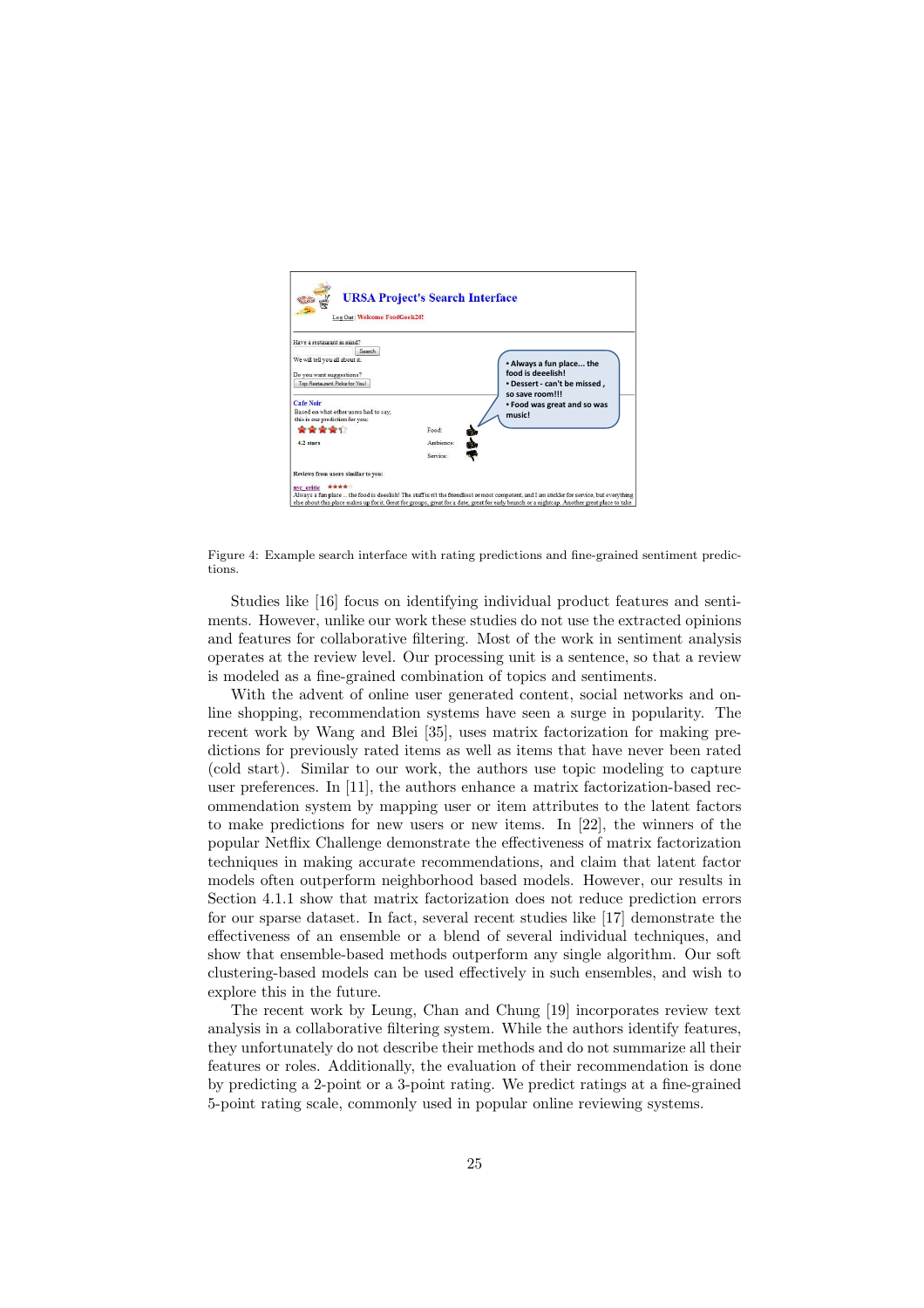Figure 4: Example search interface with rating predictions and fine-grained sentiment predictions.

Studies like [16] focus on identifying individual product features and sentiments. However, unlike our work these studies do not use the extracted opinions and features for collaborative filtering. Most of the work in sentiment analysis operates at the review level. Our processing unit is a sentence, so that a review is modeled as a fine-grained combination of topics and sentiments.

With the advent of online user generated content, social networks and online shopping, recommendation systems have seen a surge in popularity. The recent work by Wang and Blei [35], uses matrix factorization for making predictions for previously rated items as well as items that have never been rated (cold start). Similar to our work, the authors use topic modeling to capture user preferences. In [11], the authors enhance a matrix factorization-based recommendation system by mapping user or item attributes to the latent factors to make predictions for new users or new items. In [22], the winners of the popular Netflix Challenge demonstrate the effectiveness of matrix factorization techniques in making accurate recommendations, and claim that latent factor models often outperform neighborhood based models. However, our results in Section 4.1.1 show that matrix factorization does not reduce prediction errors for our sparse dataset. In fact, several recent studies like [17] demonstrate the effectiveness of an ensemble or a blend of several individual techniques, and show that ensemble-based methods outperform any single algorithm. Our soft clustering-based models can be used effectively in such ensembles, and wish to explore this in the future.

The recent work by Leung, Chan and Chung [19] incorporates review text analysis in a collaborative filtering system. While the authors identify features, they unfortunately do not describe their methods and do not summarize all their features or roles. Additionally, the evaluation of their recommendation is done by predicting a 2-point or a 3-point rating. We predict ratings at a fine-grained 5-point rating scale, commonly used in popular online reviewing systems.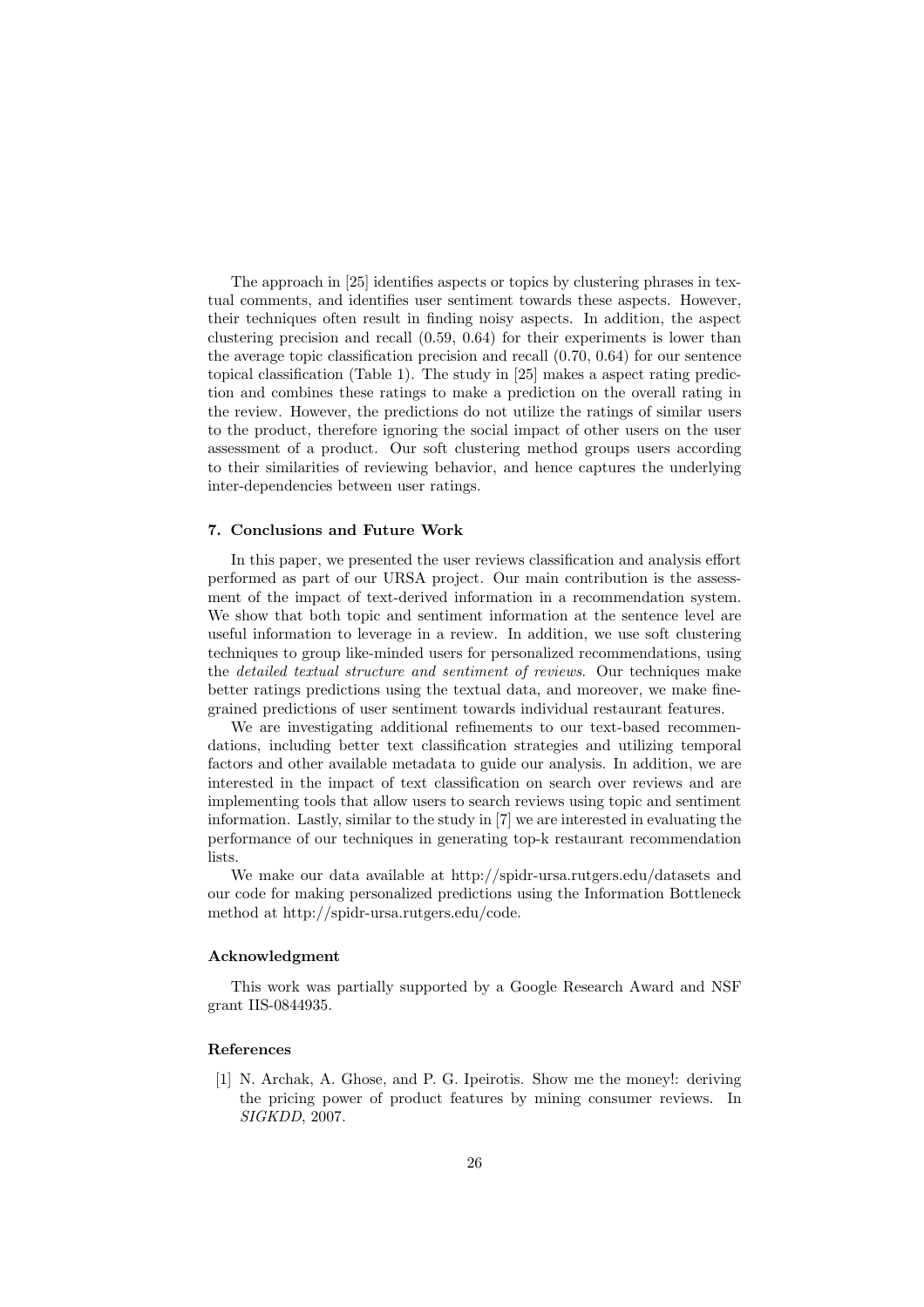The approach in [25] identifies aspects or topics by clustering phrases in textual comments, and identifies user sentiment towards these aspects. However, their techniques often result in finding noisy aspects. In addition, the aspect clustering precision and recall (0.59, 0.64) for their experiments is lower than the average topic classification precision and recall (0.70, 0.64) for our sentence topical classification (Table 1). The study in [25] makes a aspect rating prediction and combines these ratings to make a prediction on the overall rating in the review. However, the predictions do not utilize the ratings of similar users to the product, therefore ignoring the social impact of other users on the user assessment of a product. Our soft clustering method groups users according to their similarities of reviewing behavior, and hence captures the underlying inter-dependencies between user ratings.

### 7. Conclusions and Future Work

In this paper, we presented the user reviews classification and analysis effort performed as part of our URSA project. Our main contribution is the assessment of the impact of text-derived information in a recommendation system. We show that both topic and sentiment information at the sentence level are useful information to leverage in a review. In addition, we use soft clustering techniques to group like-minded users for personalized recommendations, using the *detailed textual structure and sentiment of reviews*. Our techniques make better ratings predictions using the textual data, and moreover, we make fine-grained predictions of user sentiment towards individual restaurant features.

We are investigating additional refinements to our text-based recommendations, including better text classification strategies and utilizing temporal factors and other available metadata to guide our analysis. In addition, we are interested in the impact of text classification on search over reviews and are implementing tools that allow users to search reviews using topic and sentiment information. Lastly, similar to the study in [7] we are interested in evaluating the performance of our techniques in generating top-k restaurant recommendation lists.

We make our data available at http://spidr-ursa.rutgers.edu/datasets and our code for making personalized predictions using the Information Bottleneck method at http://spidr-ursa.rutgers.edu/code.

### Acknowledgment

This work was partially supported by a Google Research Award and NSF grant IIS-0844935.

### References

[1] N. Archak, A. Ghose, and P. G. Ipeirotis. Show me the money!: deriving the pricing power of product features by mining consumer reviews. In *SIGKDD*, 2007.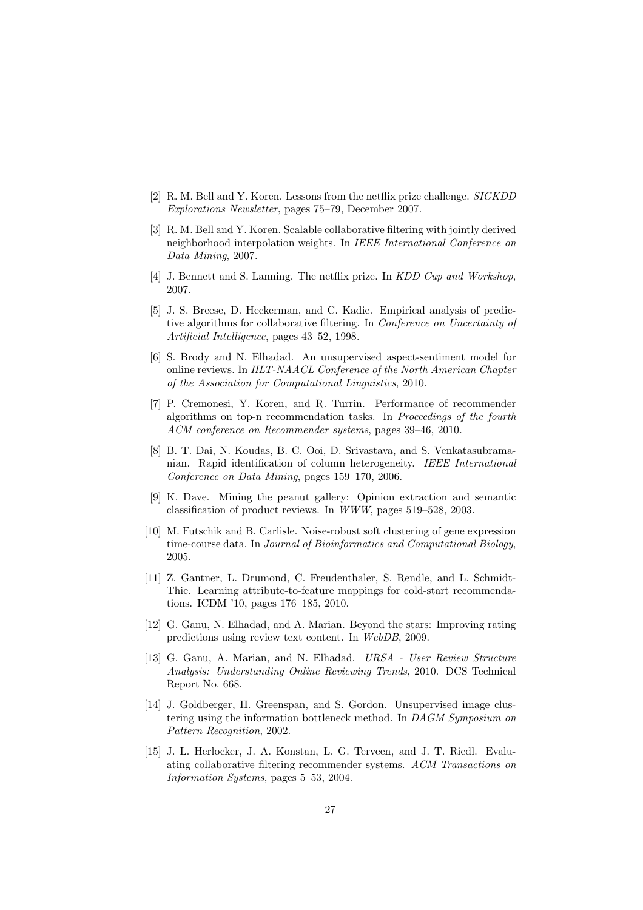[2] R. M. Bell and Y. Koren. Lessons from the netflix prize challenge. *SIGKDD Explorations Newsletter*, pages 75–79, December 2007.

[3] R. M. Bell and Y. Koren. Scalable collaborative filtering with jointly derived neighborhood interpolation weights. In *IEEE International Conference on Data Mining*, 2007.

[4] J. Bennett and S. Lanning. The netflix prize. In *KDD Cup and Workshop*, 2007.

[5] J. S. Breese, D. Heckerman, and C. Kadie. Empirical analysis of predictive algorithms for collaborative filtering. In *Conference on Uncertainty of Artificial Intelligence*, pages 43–52, 1998.

[6] S. Brody and N. Elhadad. An unsupervised aspect-sentiment model for online reviews. In *HLT-NAACL Conference of the North American Chapter of the Association for Computational Linguistics*, 2010.

[7] P. Cremonesi, Y. Koren, and R. Turrin. Performance of recommender algorithms on top-n recommendation tasks. In *Proceedings of the fourth ACM conference on Recommender systems*, pages 39–46, 2010.

[8] B. T. Dai, N. Koudas, B. C. Ooi, D. Srivastava, and S. Venkatasubramanian. Rapid identification of column heterogeneity. *IEEE International Conference on Data Mining*, pages 159–170, 2006.

[9] K. Dave. Mining the peanut gallery: Opinion extraction and semantic classification of product reviews. In *WWW*, pages 519–528, 2003.

[10] M. Futschik and B. Carlisle. Noise-robust soft clustering of gene expression time-course data. In *Journal of Bioinformatics and Computational Biology*, 2005.

[11] Z. Gantner, L. Drumond, C. Freudenthaler, S. Rendle, and L. Schmidt-Thie. Learning attribute-to-feature mappings for cold-start recommendations. ICDM '10, pages 176–185, 2010.

[12] G. Ganu, N. Elhadad, and A. Marian. Beyond the stars: Improving rating predictions using review text content. In *WebDB*, 2009.

[13] G. Ganu, A. Marian, and N. Elhadad. *URSA - User Review Structure Analysis: Understanding Online Reviewing Trends*, 2010. DCS Technical Report No. 668.

[14] J. Goldberger, H. Greenspan, and S. Gordon. Unsupervised image clustering using the information bottleneck method. In *DAGM Symposium on Pattern Recognition*, 2002.

[15] J. L. Herlocker, J. A. Konstan, L. G. Terveen, and J. T. Riedl. Evaluating collaborative filtering recommender systems. *ACM Transactions on Information Systems*, pages 5–53, 2004.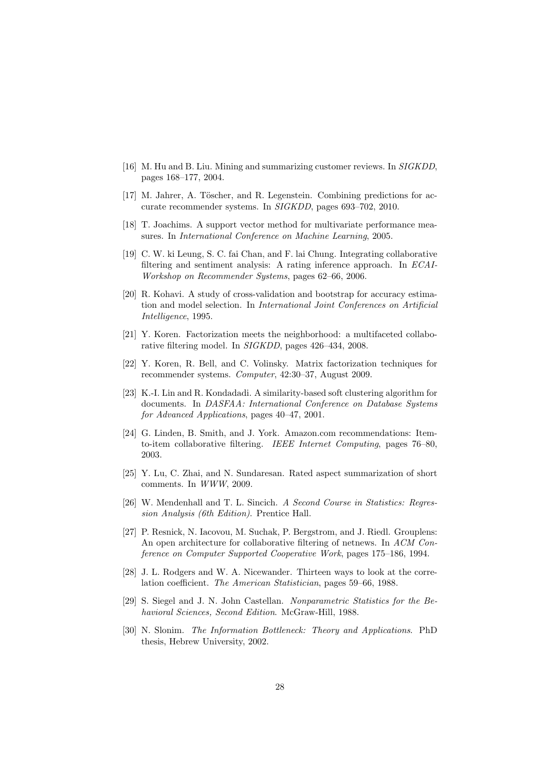[16] M. Hu and B. Liu. Mining and summarizing customer reviews. In *SIGKDD*, pages 168–177, 2004.

[17] M. Jahrer, A. Töscher, and R. Legenstein. Combining predictions for accurate recommender systems. In *SIGKDD*, pages 693–702, 2010.

[18] T. Joachims. A support vector method for multivariate performance measures. In *International Conference on Machine Learning*, 2005.

[19] C. W. ki Leung, S. C. fai Chan, and F. lai Chung. Integrating collaborative filtering and sentiment analysis: A rating inference approach. In *ECAI-Workshop on Recommender Systems*, pages 62–66, 2006.

[20] R. Kohavi. A study of cross-validation and bootstrap for accuracy estimation and model selection. In *International Joint Conferences on Artificial Intelligence*, 1995.

[21] Y. Koren. Factorization meets the neighborhood: a multifaceted collaborative filtering model. In *SIGKDD*, pages 426–434, 2008.

[22] Y. Koren, R. Bell, and C. Volinsky. Matrix factorization techniques for recommender systems. *Computer*, 42:30–37, August 2009.

[23] K.-I. Lin and R. Kondadadi. A similarity-based soft clustering algorithm for documents. In *DASFAA: International Conference on Database Systems for Advanced Applications*, pages 40–47, 2001.

[24] G. Linden, B. Smith, and J. York. Amazon.com recommendations: Item-to-item collaborative filtering. *IEEE Internet Computing*, pages 76–80, 2003.

[25] Y. Lu, C. Zhai, and N. Sundaresan. Rated aspect summarization of short comments. In *WWW*, 2009.

[26] W. Mendenhall and T. L. Sincich. *A Second Course in Statistics: Regression Analysis (6th Edition)*. Prentice Hall.

[27] P. Resnick, N. Iacovou, M. Suchak, P. Bergstrom, and J. Riedl. Grouplens: An open architecture for collaborative filtering of netnews. In *ACM Conference on Computer Supported Cooperative Work*, pages 175–186, 1994.

[28] J. L. Rodgers and W. A. Nicewander. Thirteen ways to look at the correlation coefficient. *The American Statistician*, pages 59–66, 1988.

[29] S. Siegel and J. N. John Castellan. *Nonparametric Statistics for the Behavioral Sciences, Second Edition*. McGraw-Hill, 1988.

[30] N. Slonim. *The Information Bottleneck: Theory and Applications*. PhD thesis, Hebrew University, 2002.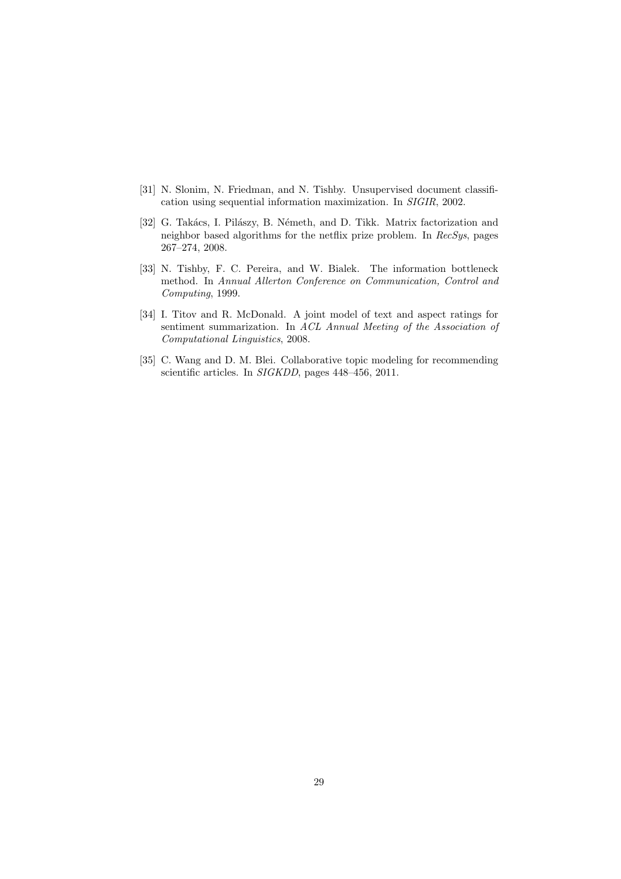[31] N. Slonim, N. Friedman, and N. Tishby. Unsupervised document classification using sequential information maximization. In *SIGIR*, 2002.

[32] G. Takács, I. Pilászy, B. Németh, and D. Tikk. Matrix factorization and neighbor based algorithms for the netflix prize problem. In *RecSys*, pages 267–274, 2008.

[33] N. Tishby, F. C. Pereira, and W. Bialek. The information bottleneck method. In *Annual Allerton Conference on Communication, Control and Computing*, 1999.

[34] I. Titov and R. McDonald. A joint model of text and aspect ratings for sentiment summarization. In *ACL Annual Meeting of the Association of Computational Linguistics*, 2008.

[35] C. Wang and D. M. Blei. Collaborative topic modeling for recommending scientific articles. In *SIGKDD*, pages 448–456, 2011.